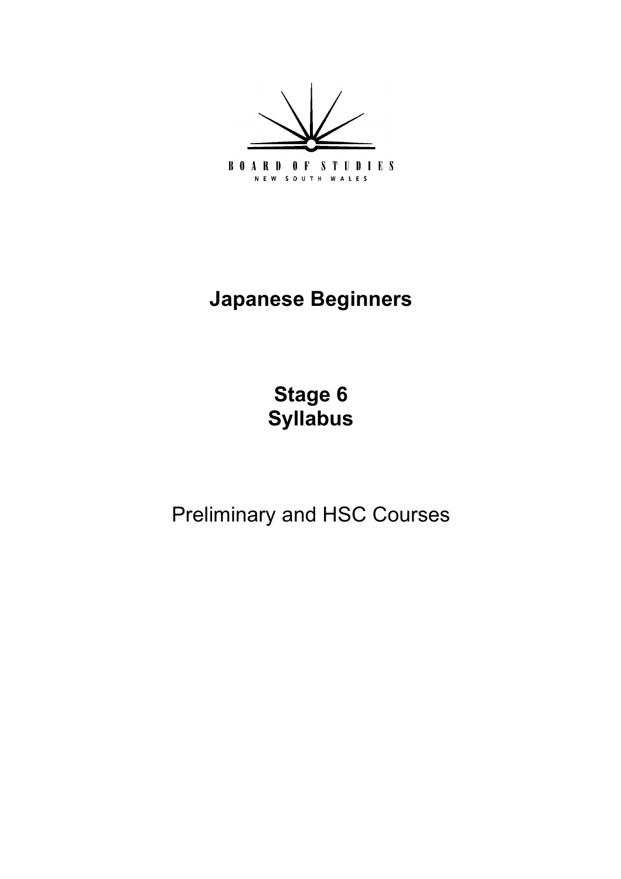BOARD OF STUDIES
NEW SOUTH WALES

# Japanese Beginners

# Stage 6
# Syllabus

Preliminary and HSC Courses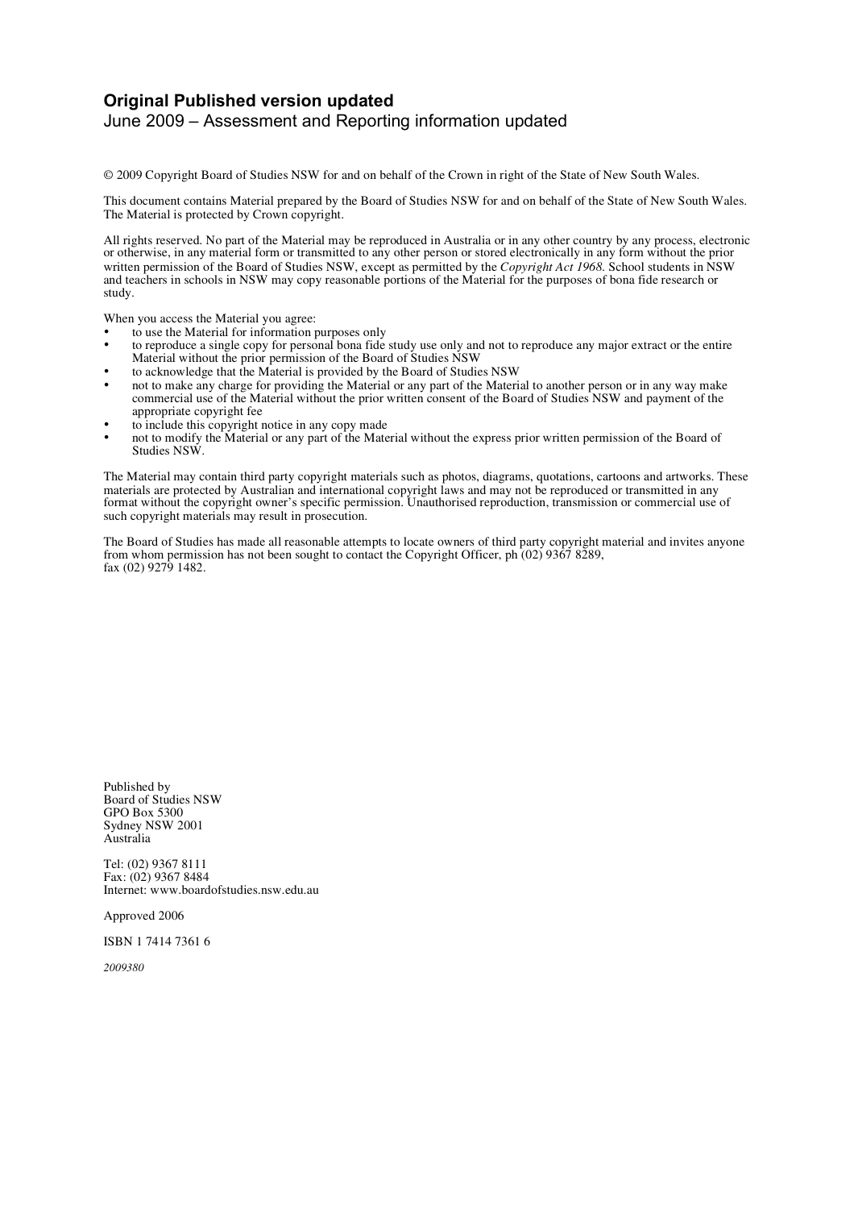**Original Published version updated**
June 2009 – Assessment and Reporting information updated

© 2009 Copyright Board of Studies NSW for and on behalf of the Crown in right of the State of New South Wales.

This document contains Material prepared by the Board of Studies NSW for and on behalf of the State of New South Wales. The Material is protected by Crown copyright.

All rights reserved. No part of the Material may be reproduced in Australia or in any other country by any process, electronic or otherwise, in any material form or transmitted to any other person or stored electronically in any form without the prior written permission of the Board of Studies NSW, except as permitted by the *Copyright Act 1968*. School students in NSW and teachers in schools in NSW may copy reasonable portions of the Material for the purposes of bona fide research or study.

When you access the Material you agree:

- to use the Material for information purposes only
- to reproduce a single copy for personal bona fide study use only and not to reproduce any major extract or the entire Material without the prior permission of the Board of Studies NSW
- to acknowledge that the Material is provided by the Board of Studies NSW
- not to make any charge for providing the Material or any part of the Material to another person or in any way make commercial use of the Material without the prior written consent of the Board of Studies NSW and payment of the appropriate copyright fee
- to include this copyright notice in any copy made
- not to modify the Material or any part of the Material without the express prior written permission of the Board of Studies NSW.

The Material may contain third party copyright materials such as photos, diagrams, quotations, cartoons and artworks. These materials are protected by Australian and international copyright laws and may not be reproduced or transmitted in any format without the copyright owner's specific permission. Unauthorised reproduction, transmission or commercial use of such copyright materials may result in prosecution.

The Board of Studies has made all reasonable attempts to locate owners of third party copyright material and invites anyone from whom permission has not been sought to contact the Copyright Officer, ph (02) 9367 8289, fax (02) 9279 1482.

Published by
Board of Studies NSW
GPO Box 5300
Sydney NSW 2001
Australia

Tel: (02) 9367 8111
Fax: (02) 9367 8484
Internet: www.boardofstudies.nsw.edu.au

Approved 2006

ISBN 1 7414 7361 6

*2009380*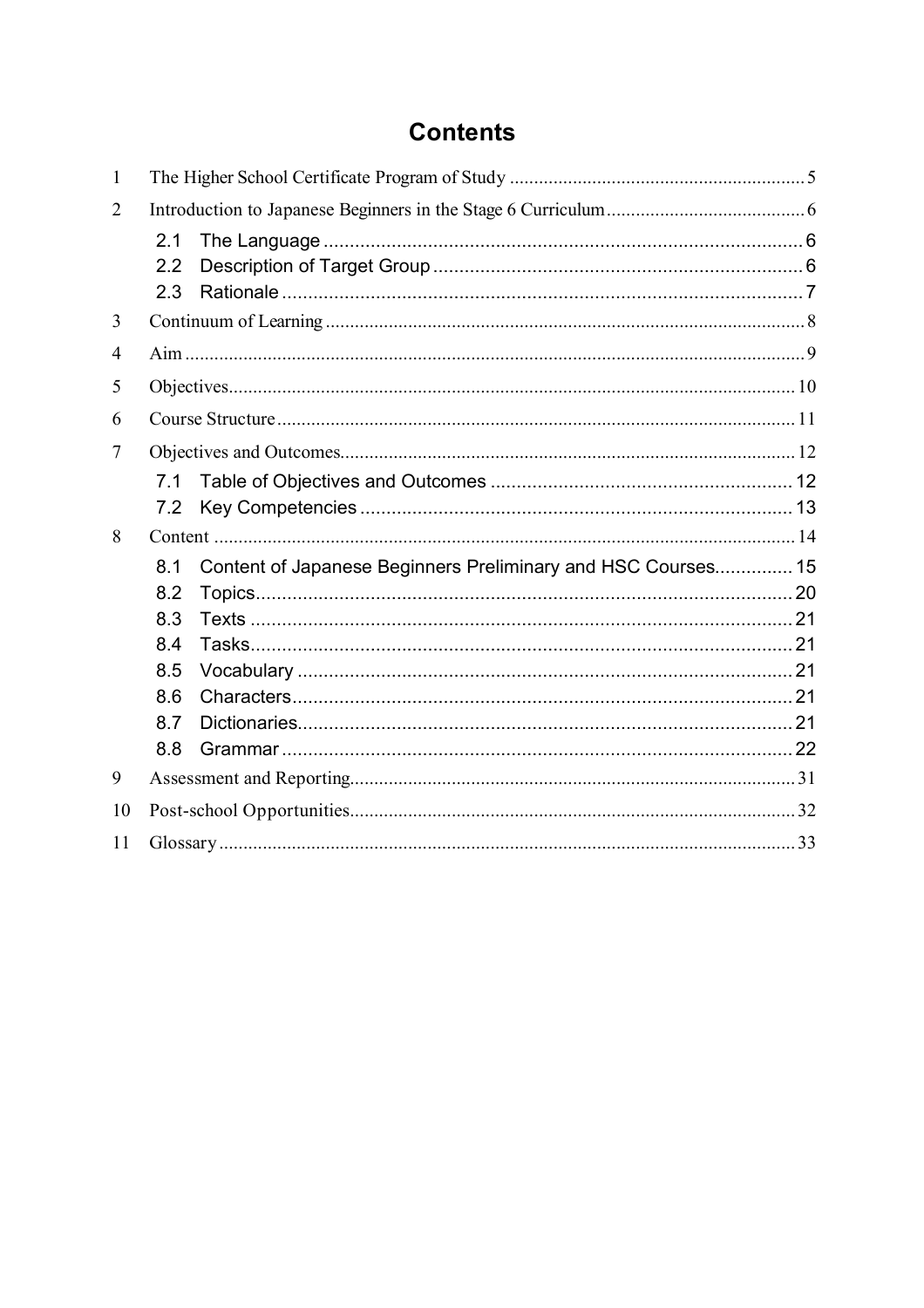# Contents

1 The Higher School Certificate Program of Study ............ 5

2 Introduction to Japanese Beginners in the Stage 6 Curriculum ............ 6

- 2.1 The Language ............ 6
- 2.2 Description of Target Group ............ 6
- 2.3 Rationale ............ 7

3 Continuum of Learning ............ 8

4 Aim ............ 9

5 Objectives ............ 10

6 Course Structure ............ 11

7 Objectives and Outcomes ............ 12

- 7.1 Table of Objectives and Outcomes ............ 12
- 7.2 Key Competencies ............ 13

8 Content ............ 14

- 8.1 Content of Japanese Beginners Preliminary and HSC Courses ............ 15
- 8.2 Topics ............ 20
- 8.3 Texts ............ 21
- 8.4 Tasks ............ 21
- 8.5 Vocabulary ............ 21
- 8.6 Characters ............ 21
- 8.7 Dictionaries ............ 21
- 8.8 Grammar ............ 22

9 Assessment and Reporting ............ 31

10 Post-school Opportunities ............ 32

11 Glossary ............ 33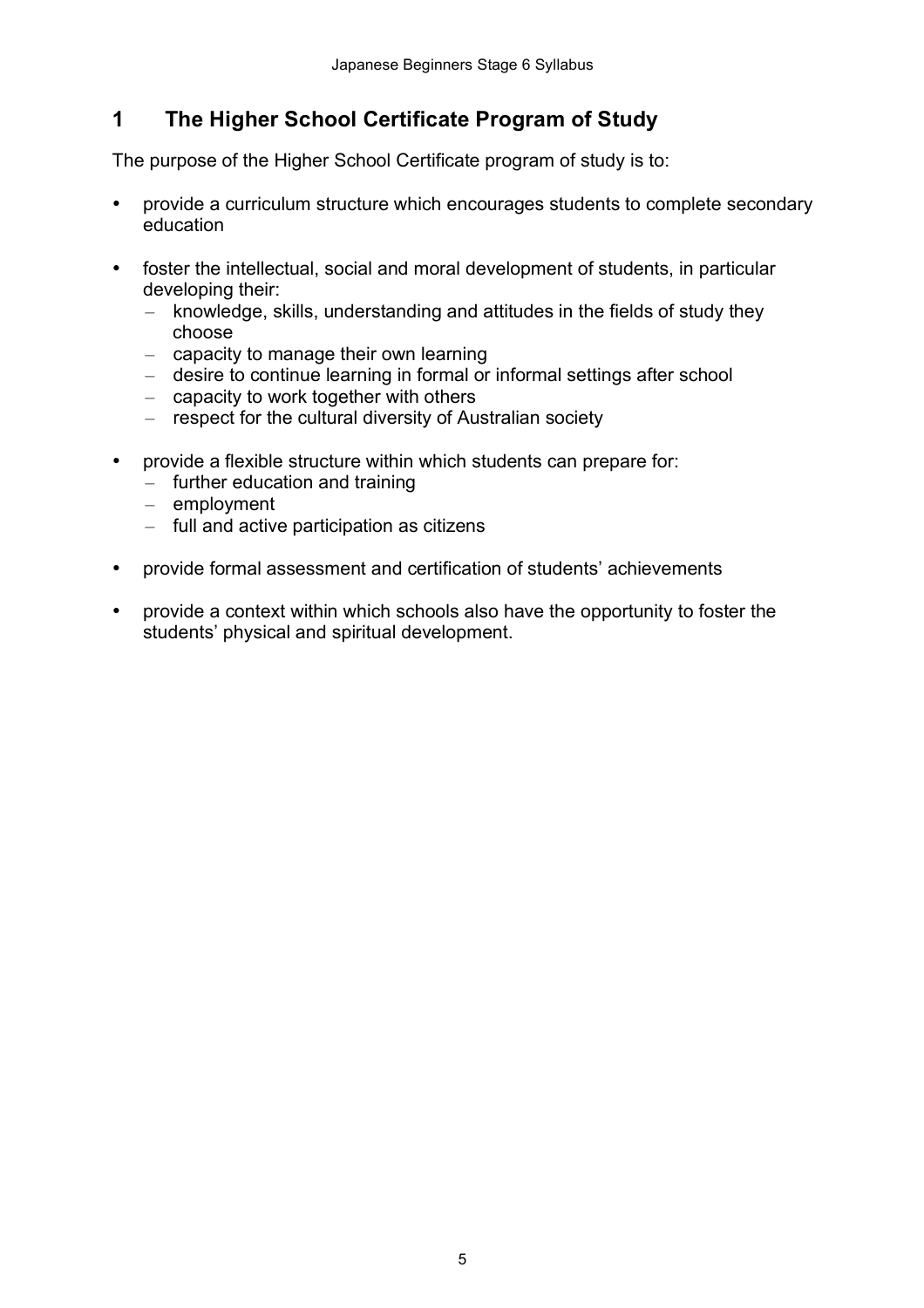# 1 The Higher School Certificate Program of Study

The purpose of the Higher School Certificate program of study is to:

- provide a curriculum structure which encourages students to complete secondary education
- foster the intellectual, social and moral development of students, in particular developing their:
  - knowledge, skills, understanding and attitudes in the fields of study they choose
  - capacity to manage their own learning
  - desire to continue learning in formal or informal settings after school
  - capacity to work together with others
  - respect for the cultural diversity of Australian society
- provide a flexible structure within which students can prepare for:
  - further education and training
  - employment
  - full and active participation as citizens
- provide formal assessment and certification of students' achievements
- provide a context within which schools also have the opportunity to foster the students' physical and spiritual development.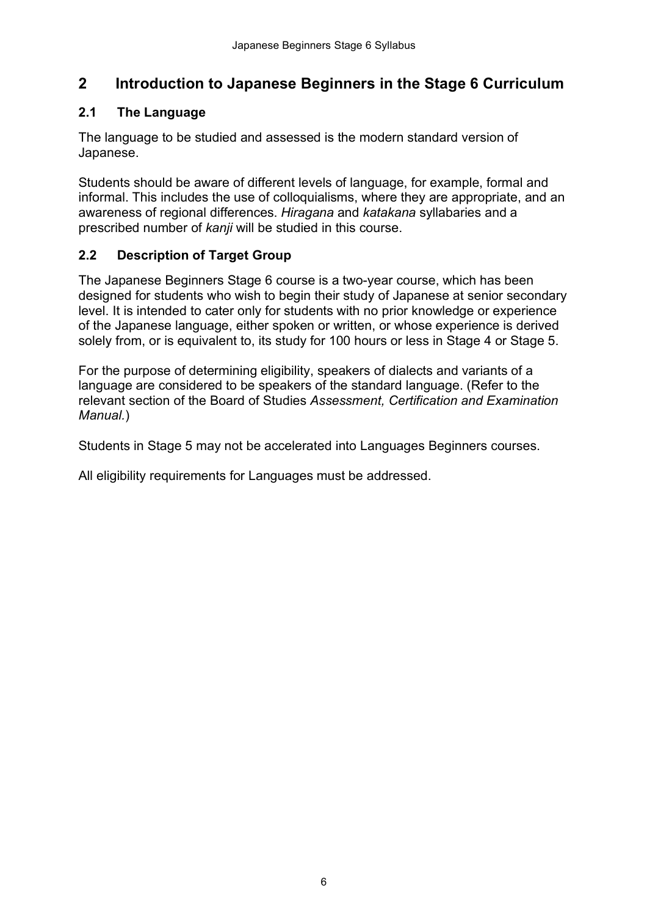## 2 Introduction to Japanese Beginners in the Stage 6 Curriculum

### 2.1 The Language

The language to be studied and assessed is the modern standard version of Japanese.

Students should be aware of different levels of language, for example, formal and informal. This includes the use of colloquialisms, where they are appropriate, and an awareness of regional differences. *Hiragana* and *katakana* syllabaries and a prescribed number of *kanji* will be studied in this course.

### 2.2 Description of Target Group

The Japanese Beginners Stage 6 course is a two-year course, which has been designed for students who wish to begin their study of Japanese at senior secondary level. It is intended to cater only for students with no prior knowledge or experience of the Japanese language, either spoken or written, or whose experience is derived solely from, or is equivalent to, its study for 100 hours or less in Stage 4 or Stage 5.

For the purpose of determining eligibility, speakers of dialects and variants of a language are considered to be speakers of the standard language. (Refer to the relevant section of the Board of Studies *Assessment, Certification and Examination Manual.*)

Students in Stage 5 may not be accelerated into Languages Beginners courses.

All eligibility requirements for Languages must be addressed.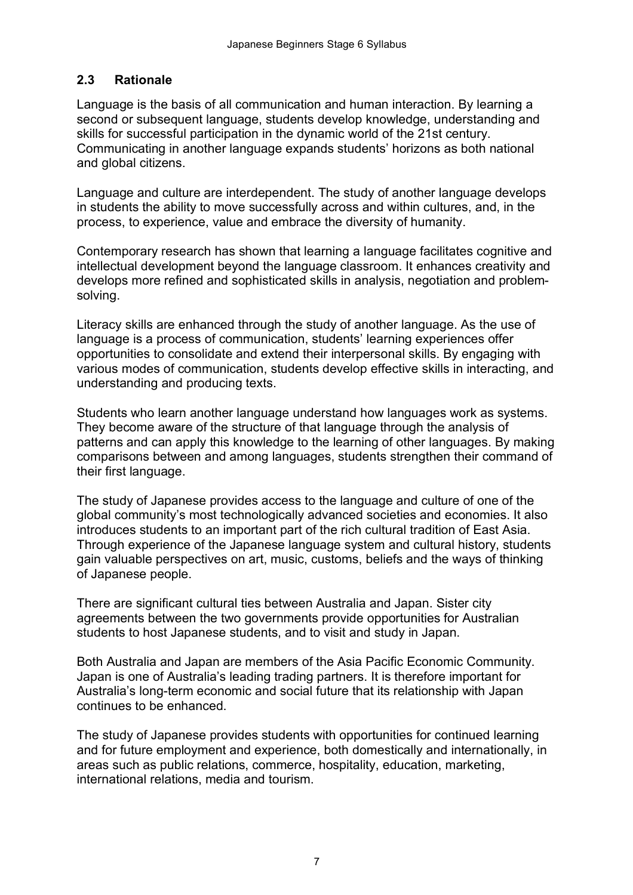## 2.3 Rationale

Language is the basis of all communication and human interaction. By learning a second or subsequent language, students develop knowledge, understanding and skills for successful participation in the dynamic world of the 21st century. Communicating in another language expands students' horizons as both national and global citizens.

Language and culture are interdependent. The study of another language develops in students the ability to move successfully across and within cultures, and, in the process, to experience, value and embrace the diversity of humanity.

Contemporary research has shown that learning a language facilitates cognitive and intellectual development beyond the language classroom. It enhances creativity and develops more refined and sophisticated skills in analysis, negotiation and problem-solving.

Literacy skills are enhanced through the study of another language. As the use of language is a process of communication, students' learning experiences offer opportunities to consolidate and extend their interpersonal skills. By engaging with various modes of communication, students develop effective skills in interacting, and understanding and producing texts.

Students who learn another language understand how languages work as systems. They become aware of the structure of that language through the analysis of patterns and can apply this knowledge to the learning of other languages. By making comparisons between and among languages, students strengthen their command of their first language.

The study of Japanese provides access to the language and culture of one of the global community's most technologically advanced societies and economies. It also introduces students to an important part of the rich cultural tradition of East Asia. Through experience of the Japanese language system and cultural history, students gain valuable perspectives on art, music, customs, beliefs and the ways of thinking of Japanese people.

There are significant cultural ties between Australia and Japan. Sister city agreements between the two governments provide opportunities for Australian students to host Japanese students, and to visit and study in Japan.

Both Australia and Japan are members of the Asia Pacific Economic Community. Japan is one of Australia's leading trading partners. It is therefore important for Australia's long-term economic and social future that its relationship with Japan continues to be enhanced.

The study of Japanese provides students with opportunities for continued learning and for future employment and experience, both domestically and internationally, in areas such as public relations, commerce, hospitality, education, marketing, international relations, media and tourism.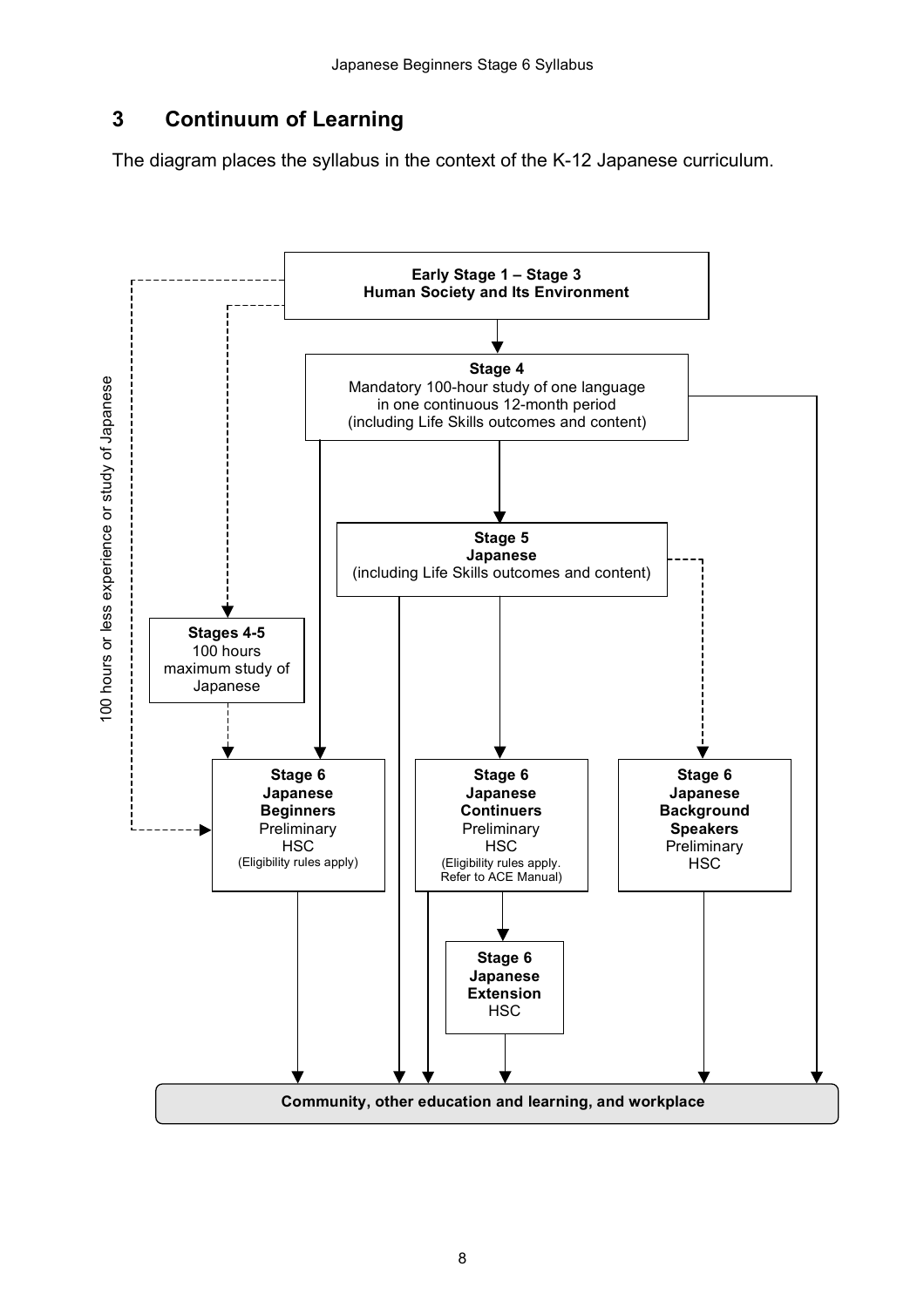## 3 Continuum of Learning

The diagram places the syllabus in the context of the K-12 Japanese curriculum.

**Early Stage 1 – Stage 3**
**Human Society and Its Environment**

**Stage 4**
Mandatory 100-hour study of one language in one continuous 12-month period (including Life Skills outcomes and content)

**Stage 5**
**Japanese**
(including Life Skills outcomes and content)

**Stages 4-5**
100 hours maximum study of Japanese

100 hours or less experience or study of Japanese

**Stage 6**
**Japanese**
**Beginners**
Preliminary
HSC
(Eligibility rules apply)

**Stage 6**
**Japanese**
**Continuers**
Preliminary
HSC
(Eligibility rules apply. Refer to ACE Manual)

**Stage 6**
**Japanese**
**Background Speakers**
Preliminary
HSC

**Stage 6**
**Japanese**
**Extension**
HSC

**Community, other education and learning, and workplace**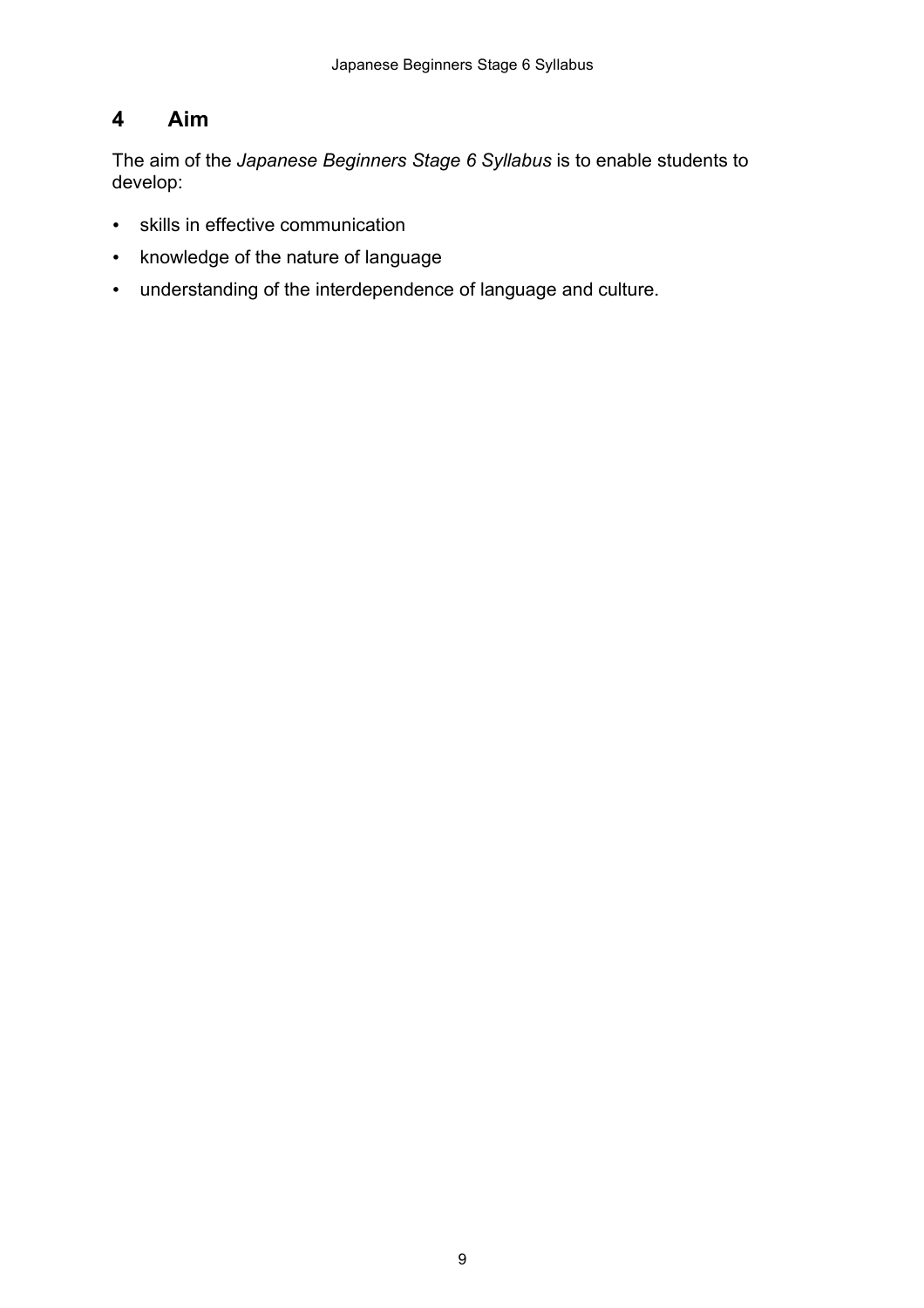# 4 Aim

The aim of the *Japanese Beginners Stage 6 Syllabus* is to enable students to develop:

- skills in effective communication
- knowledge of the nature of language
- understanding of the interdependence of language and culture.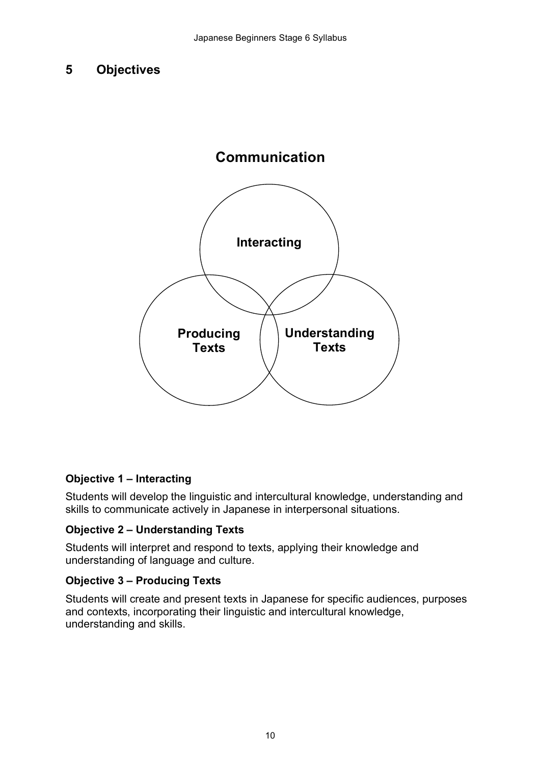## 5 Objectives

**Communication**

Interacting

Producing Texts

Understanding Texts

**Objective 1 – Interacting**

Students will develop the linguistic and intercultural knowledge, understanding and skills to communicate actively in Japanese in interpersonal situations.

**Objective 2 – Understanding Texts**

Students will interpret and respond to texts, applying their knowledge and understanding of language and culture.

**Objective 3 – Producing Texts**

Students will create and present texts in Japanese for specific audiences, purposes and contexts, incorporating their linguistic and intercultural knowledge, understanding and skills.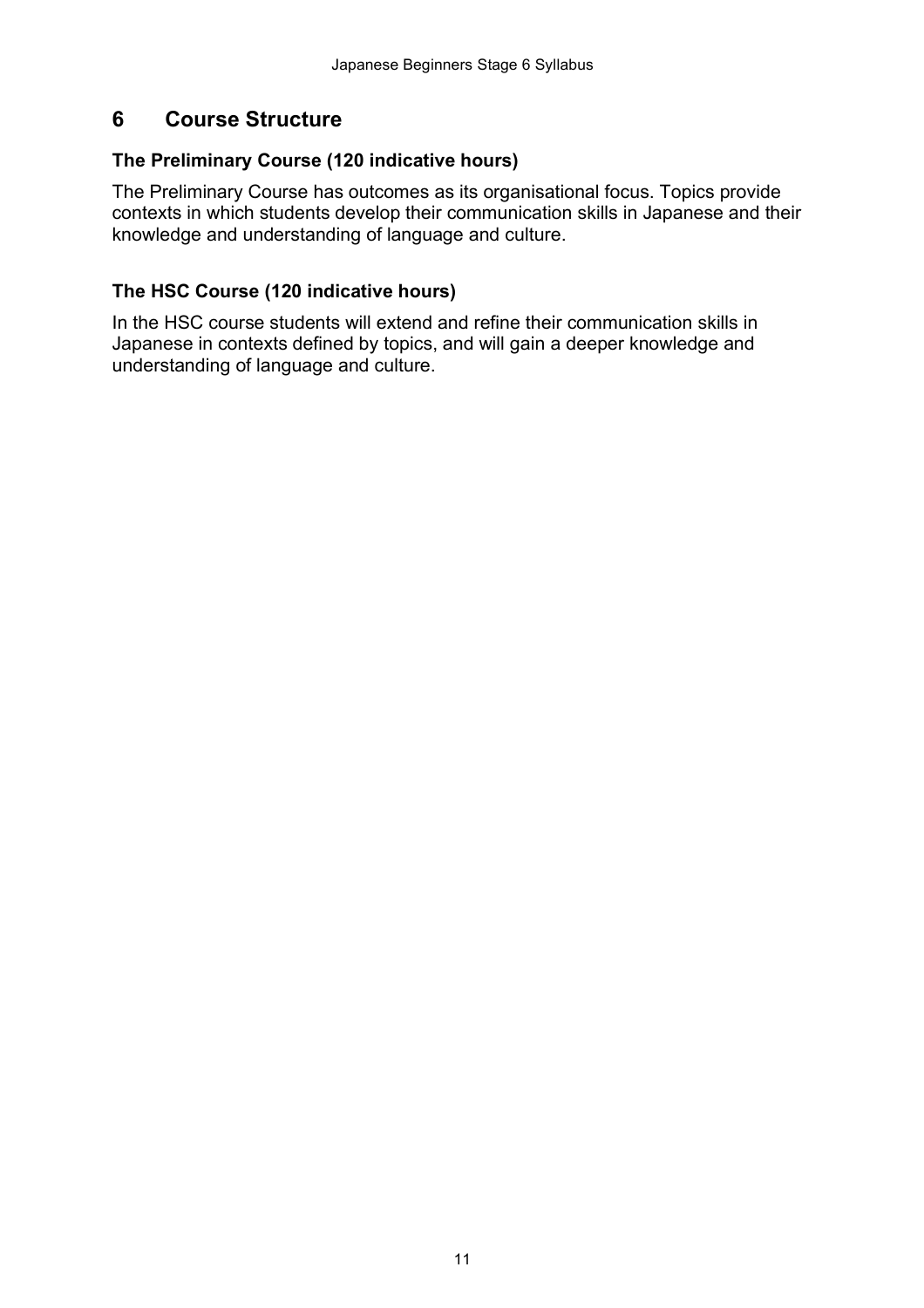# 6 Course Structure

### The Preliminary Course (120 indicative hours)

The Preliminary Course has outcomes as its organisational focus. Topics provide contexts in which students develop their communication skills in Japanese and their knowledge and understanding of language and culture.

### The HSC Course (120 indicative hours)

In the HSC course students will extend and refine their communication skills in Japanese in contexts defined by topics, and will gain a deeper knowledge and understanding of language and culture.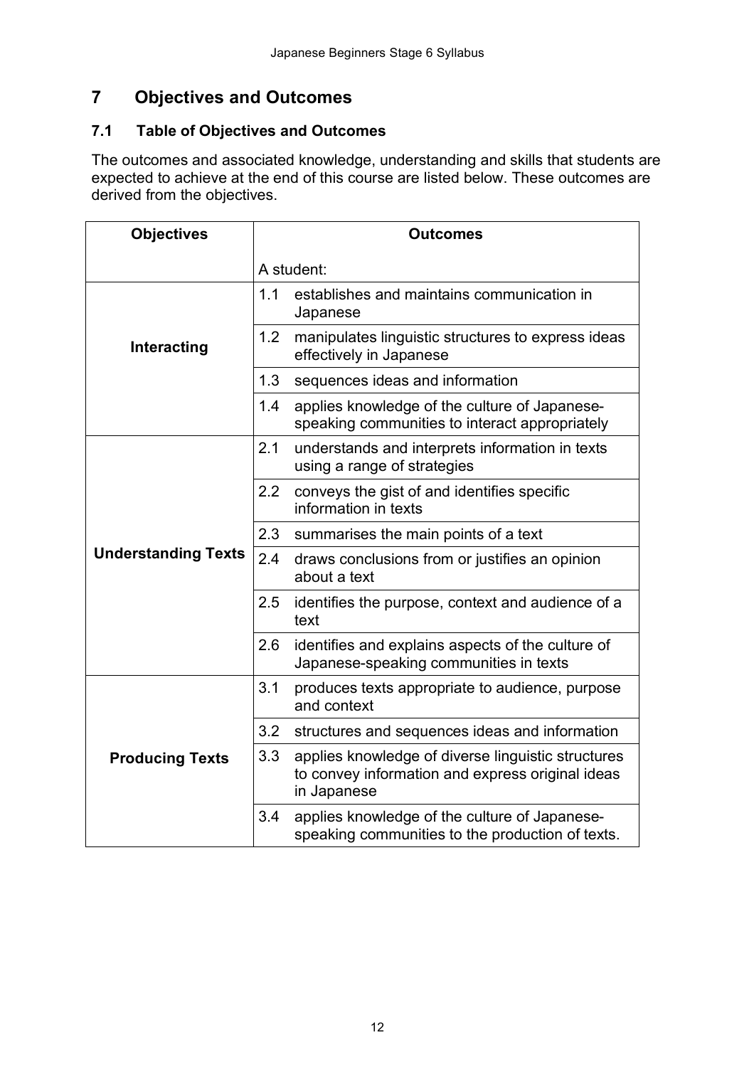## 7 Objectives and Outcomes

### 7.1 Table of Objectives and Outcomes

The outcomes and associated knowledge, understanding and skills that students are expected to achieve at the end of this course are listed below. These outcomes are derived from the objectives.

| Objectives | Outcomes |
|---|---|
| | A student: |
| **Interacting** | 1.1 establishes and maintains communication in Japanese |
| | 1.2 manipulates linguistic structures to express ideas effectively in Japanese |
| | 1.3 sequences ideas and information |
| | 1.4 applies knowledge of the culture of Japanese-speaking communities to interact appropriately |
| **Understanding Texts** | 2.1 understands and interprets information in texts using a range of strategies |
| | 2.2 conveys the gist of and identifies specific information in texts |
| | 2.3 summarises the main points of a text |
| | 2.4 draws conclusions from or justifies an opinion about a text |
| | 2.5 identifies the purpose, context and audience of a text |
| | 2.6 identifies and explains aspects of the culture of Japanese-speaking communities in texts |
| **Producing Texts** | 3.1 produces texts appropriate to audience, purpose and context |
| | 3.2 structures and sequences ideas and information |
| | 3.3 applies knowledge of diverse linguistic structures to convey information and express original ideas in Japanese |
| | 3.4 applies knowledge of the culture of Japanese-speaking communities to the production of texts. |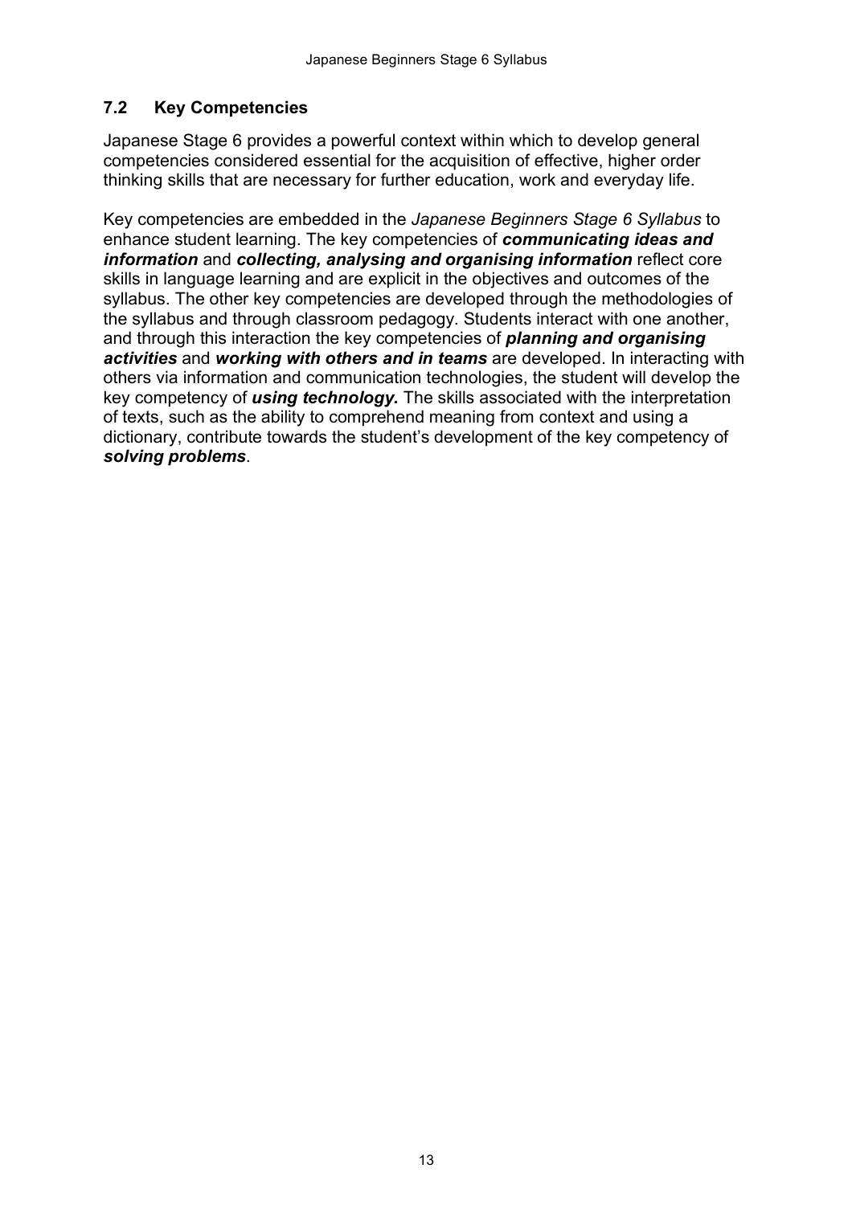## 7.2 Key Competencies

Japanese Stage 6 provides a powerful context within which to develop general competencies considered essential for the acquisition of effective, higher order thinking skills that are necessary for further education, work and everyday life.

Key competencies are embedded in the *Japanese Beginners Stage 6 Syllabus* to enhance student learning. The key competencies of ***communicating ideas and information*** and ***collecting, analysing and organising information*** reflect core skills in language learning and are explicit in the objectives and outcomes of the syllabus. The other key competencies are developed through the methodologies of the syllabus and through classroom pedagogy. Students interact with one another, and through this interaction the key competencies of ***planning and organising activities*** and ***working with others and in teams*** are developed. In interacting with others via information and communication technologies, the student will develop the key competency of ***using technology.*** The skills associated with the interpretation of texts, such as the ability to comprehend meaning from context and using a dictionary, contribute towards the student's development of the key competency of ***solving problems***.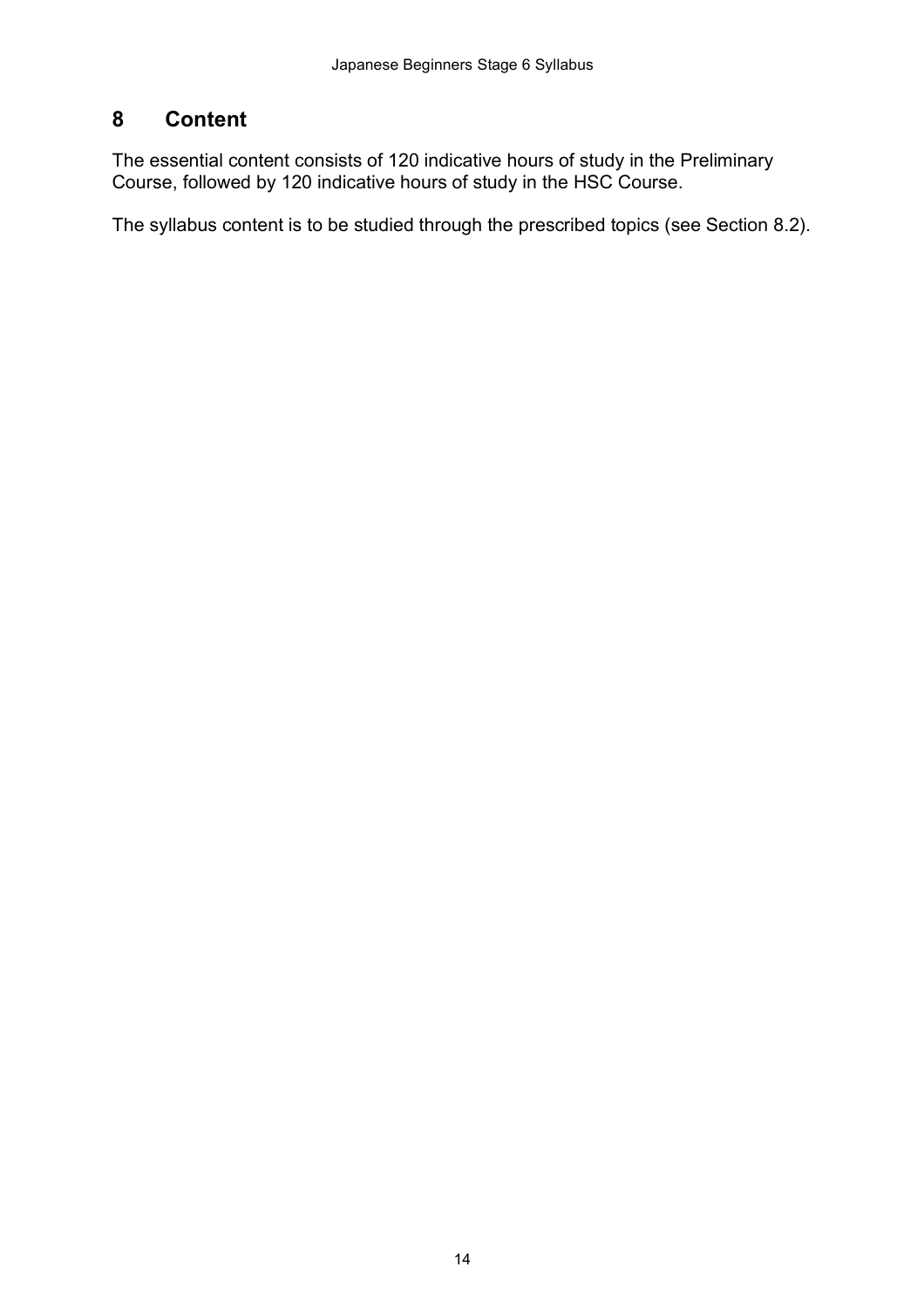# 8 Content

The essential content consists of 120 indicative hours of study in the Preliminary Course, followed by 120 indicative hours of study in the HSC Course.

The syllabus content is to be studied through the prescribed topics (see Section 8.2).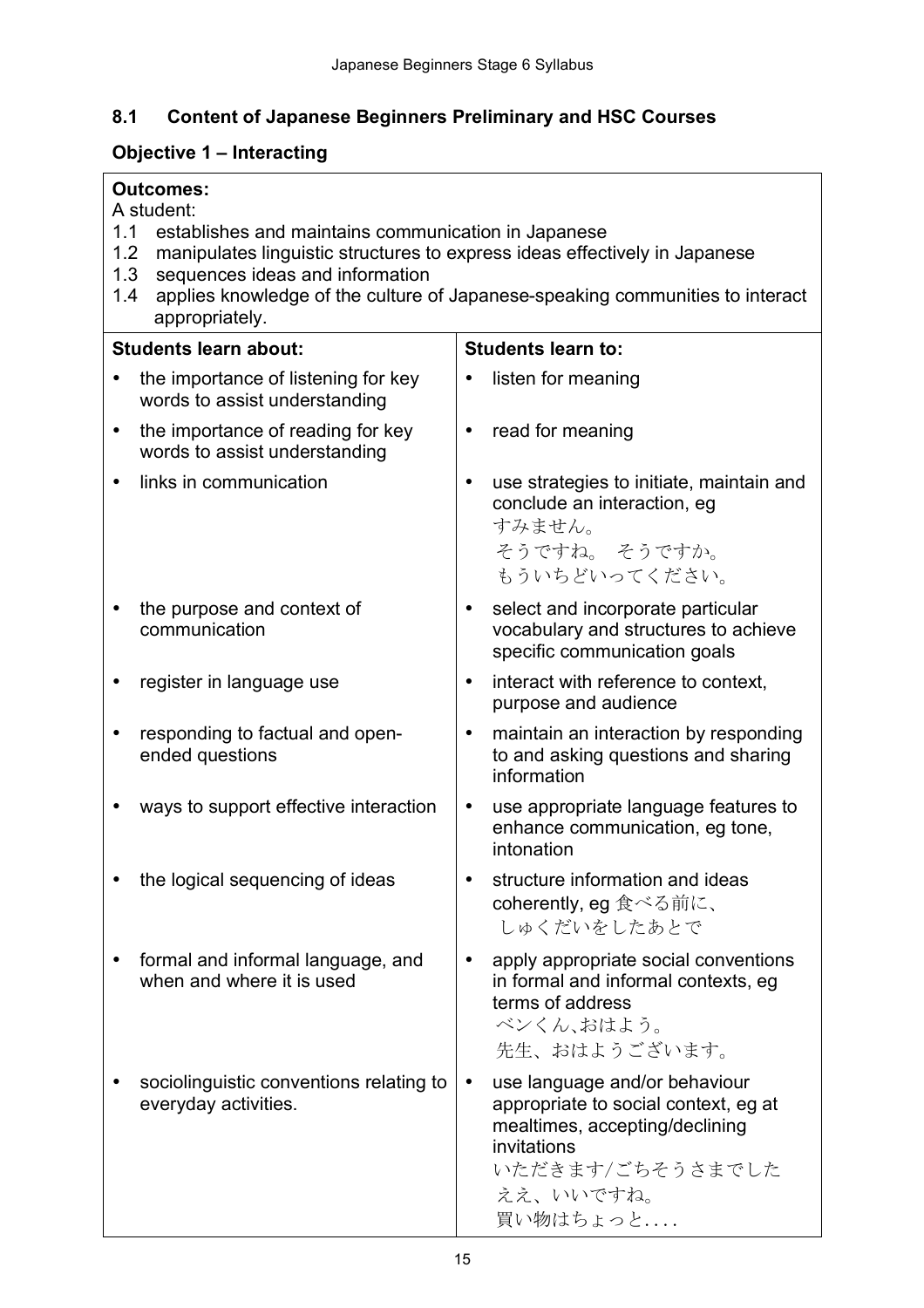## 8.1 Content of Japanese Beginners Preliminary and HSC Courses

### Objective 1 – Interacting

**Outcomes:**

A student:

1.1 establishes and maintains communication in Japanese
1.2 manipulates linguistic structures to express ideas effectively in Japanese
1.3 sequences ideas and information
1.4 applies knowledge of the culture of Japanese-speaking communities to interact appropriately.

| Students learn about: | Students learn to: |
|---|---|
| • the importance of listening for key words to assist understanding | • listen for meaning |
| • the importance of reading for key words to assist understanding | • read for meaning |
| • links in communication | • use strategies to initiate, maintain and conclude an interaction, eg すみません。 そうですね。 そうですか。 もういちどいってください。 |
| • the purpose and context of communication | • select and incorporate particular vocabulary and structures to achieve specific communication goals |
| • register in language use | • interact with reference to context, purpose and audience |
| • responding to factual and open-ended questions | • maintain an interaction by responding to and asking questions and sharing information |
| • ways to support effective interaction | • use appropriate language features to enhance communication, eg tone, intonation |
| • the logical sequencing of ideas | • structure information and ideas coherently, eg 食べる前に、 しゅくだいをしたあとで |
| • formal and informal language, and when and where it is used | • apply appropriate social conventions in formal and informal contexts, eg terms of address ベンくん､おはよう。 先生、おはようございます。 |
| • sociolinguistic conventions relating to everyday activities. | • use language and/or behaviour appropriate to social context, eg at mealtimes, accepting/declining invitations いただきます/ごちそうさまでした ええ、いいですね。 買い物はちょっと.... |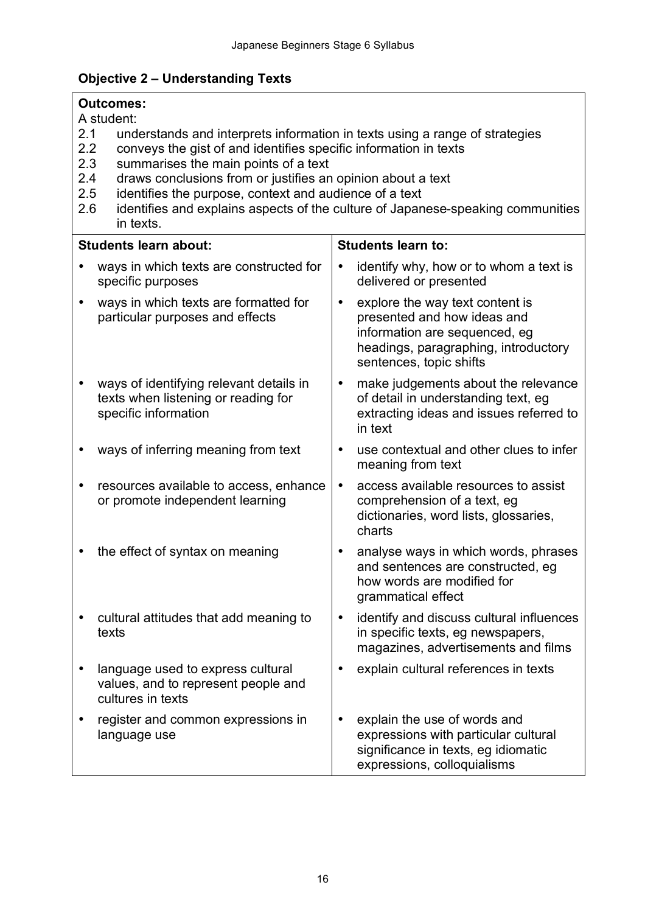### Objective 2 – Understanding Texts

**Outcomes:**

A student:

2.1 understands and interprets information in texts using a range of strategies
2.2 conveys the gist of and identifies specific information in texts
2.3 summarises the main points of a text
2.4 draws conclusions from or justifies an opinion about a text
2.5 identifies the purpose, context and audience of a text
2.6 identifies and explains aspects of the culture of Japanese-speaking communities in texts.

| Students learn about: | Students learn to: |
| --- | --- |
| • ways in which texts are constructed for specific purposes | • identify why, how or to whom a text is delivered or presented |
| • ways in which texts are formatted for particular purposes and effects | • explore the way text content is presented and how ideas and information are sequenced, eg headings, paragraphing, introductory sentences, topic shifts |
| • ways of identifying relevant details in texts when listening or reading for specific information | • make judgements about the relevance of detail in understanding text, eg extracting ideas and issues referred to in text |
| • ways of inferring meaning from text | • use contextual and other clues to infer meaning from text |
| • resources available to access, enhance or promote independent learning | • access available resources to assist comprehension of a text, eg dictionaries, word lists, glossaries, charts |
| • the effect of syntax on meaning | • analyse ways in which words, phrases and sentences are constructed, eg how words are modified for grammatical effect |
| • cultural attitudes that add meaning to texts | • identify and discuss cultural influences in specific texts, eg newspapers, magazines, advertisements and films |
| • language used to express cultural values, and to represent people and cultures in texts | • explain cultural references in texts |
| • register and common expressions in language use | • explain the use of words and expressions with particular cultural significance in texts, eg idiomatic expressions, colloquialisms |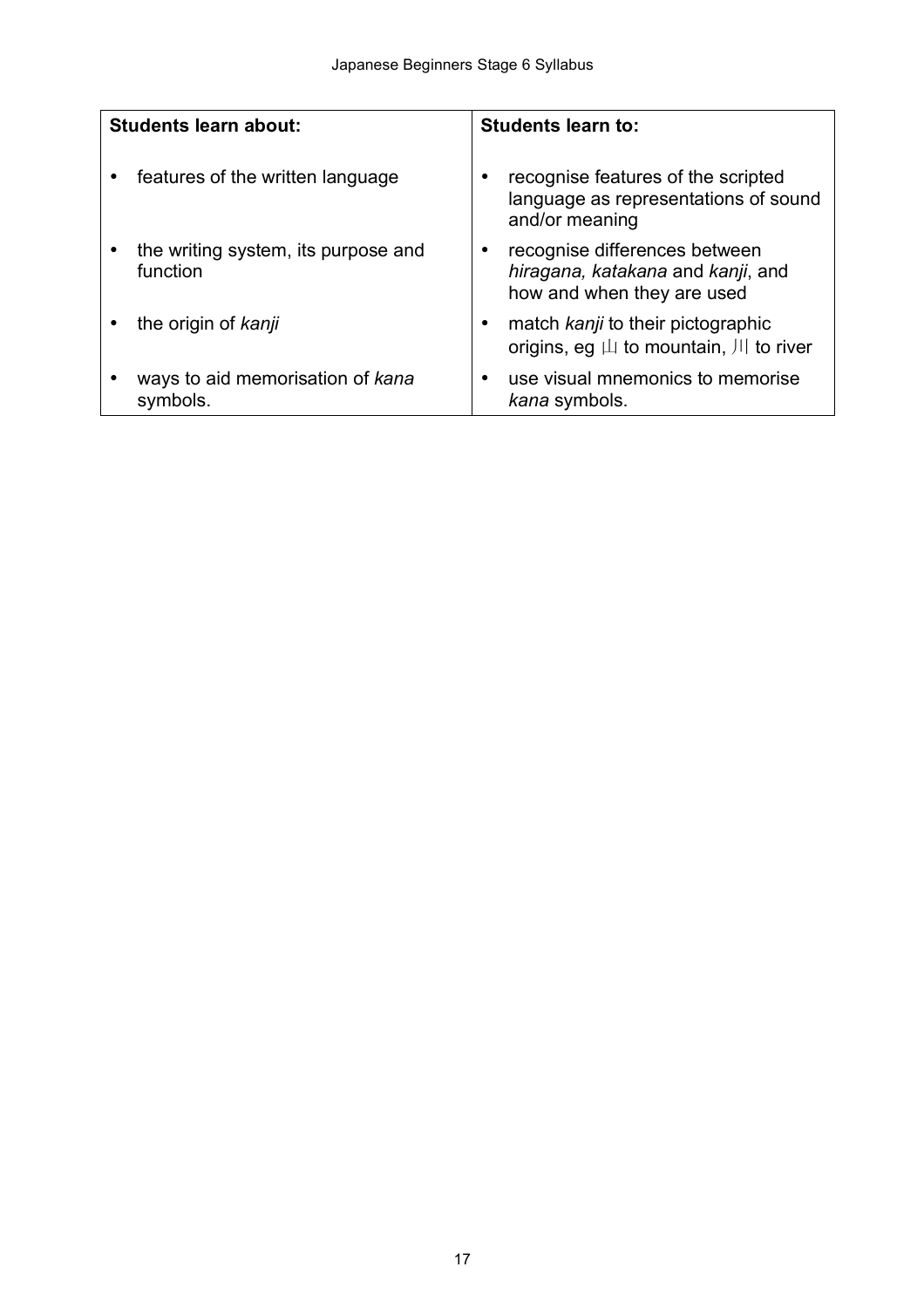| Students learn about: | Students learn to: |
|---|---|
| • features of the written language | • recognise features of the scripted language as representations of sound and/or meaning |
| • the writing system, its purpose and function | • recognise differences between *hiragana, katakana* and *kanji*, and how and when they are used |
| • the origin of *kanji* | • match *kanji* to their pictographic origins, eg 山 to mountain, 川 to river |
| • ways to aid memorisation of *kana* symbols. | • use visual mnemonics to memorise *kana* symbols. |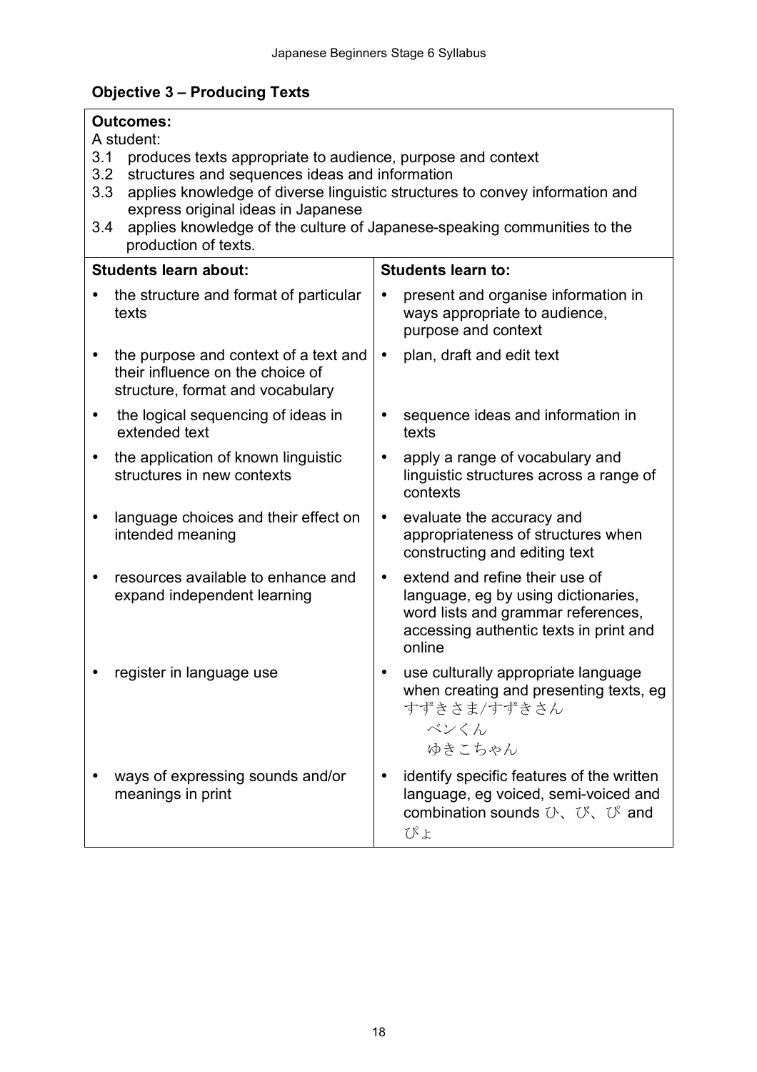## Objective 3 – Producing Texts

**Outcomes:**

A student:

3.1 produces texts appropriate to audience, purpose and context
3.2 structures and sequences ideas and information
3.3 applies knowledge of diverse linguistic structures to convey information and express original ideas in Japanese
3.4 applies knowledge of the culture of Japanese-speaking communities to the production of texts.

| Students learn about: | Students learn to: |
|---|---|
| • the structure and format of particular texts | • present and organise information in ways appropriate to audience, purpose and context |
| • the purpose and context of a text and their influence on the choice of structure, format and vocabulary | • plan, draft and edit text |
| • the logical sequencing of ideas in extended text | • sequence ideas and information in texts |
| • the application of known linguistic structures in new contexts | • apply a range of vocabulary and linguistic structures across a range of contexts |
| • language choices and their effect on intended meaning | • evaluate the accuracy and appropriateness of structures when constructing and editing text |
| • resources available to enhance and expand independent learning | • extend and refine their use of language, eg by using dictionaries, word lists and grammar references, accessing authentic texts in print and online |
| • register in language use | • use culturally appropriate language when creating and presenting texts, eg すずきさま/すずきさん<br>ベンくん<br>ゆきこちゃん |
| • ways of expressing sounds and/or meanings in print | • identify specific features of the written language, eg voiced, semi-voiced and combination sounds ひ、び、ぴ and ぴょ |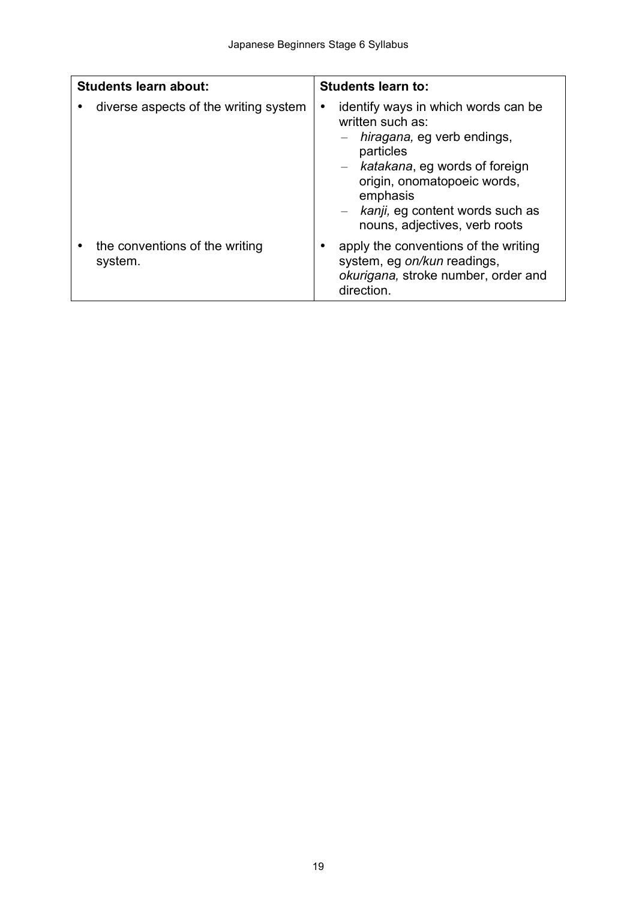| **Students learn about:** | **Students learn to:** |
| --- | --- |
| • diverse aspects of the writing system | • identify ways in which words can be written such as:<br>– *hiragana,* eg verb endings, particles<br>– *katakana*, eg words of foreign origin, onomatopoeic words, emphasis<br>– *kanji,* eg content words such as nouns, adjectives, verb roots |
| • the conventions of the writing system. | • apply the conventions of the writing system, eg *on/kun* readings, *okurigana,* stroke number, order and direction. |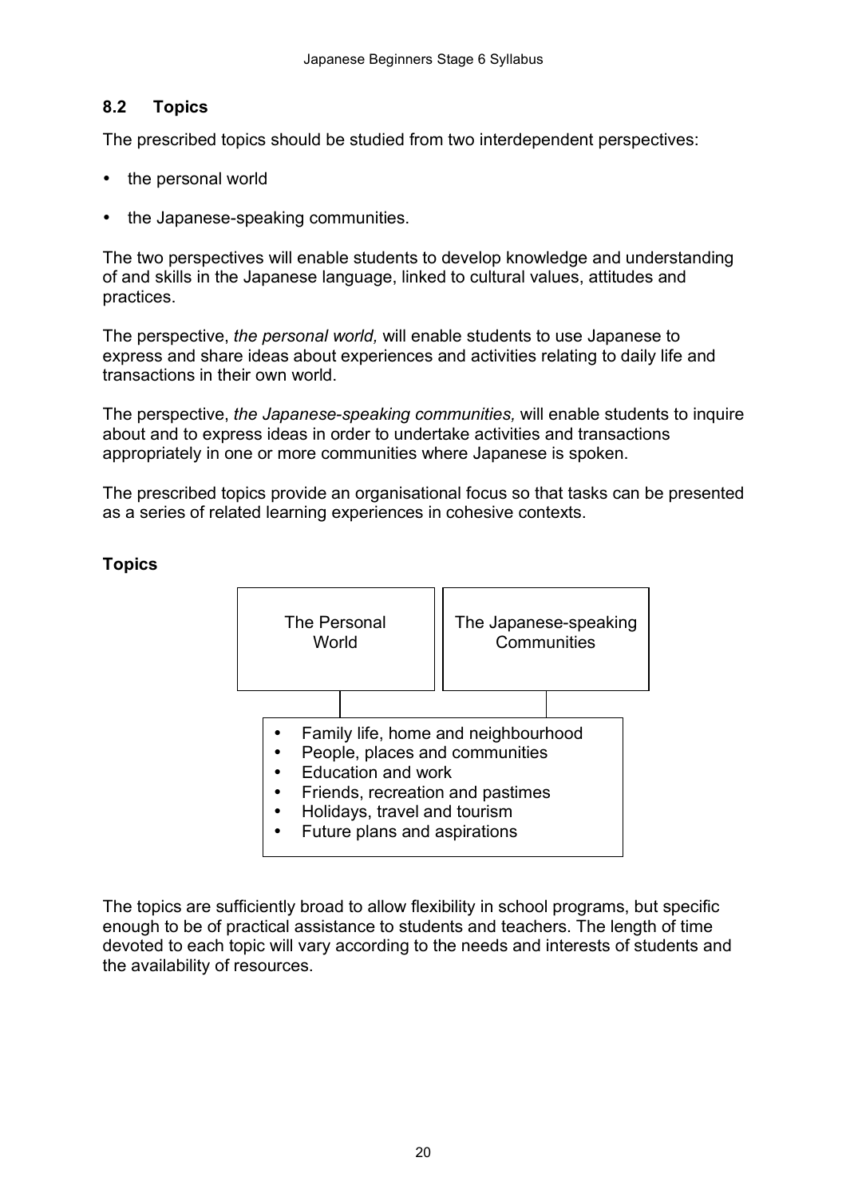## 8.2 Topics

The prescribed topics should be studied from two interdependent perspectives:

- the personal world
- the Japanese-speaking communities.

The two perspectives will enable students to develop knowledge and understanding of and skills in the Japanese language, linked to cultural values, attitudes and practices.

The perspective, *the personal world,* will enable students to use Japanese to express and share ideas about experiences and activities relating to daily life and transactions in their own world.

The perspective, *the Japanese-speaking communities,* will enable students to inquire about and to express ideas in order to undertake activities and transactions appropriately in one or more communities where Japanese is spoken.

The prescribed topics provide an organisational focus so that tasks can be presented as a series of related learning experiences in cohesive contexts.

**Topics**

| The Personal World | The Japanese-speaking Communities |
| --- | --- |

- Family life, home and neighbourhood
- People, places and communities
- Education and work
- Friends, recreation and pastimes
- Holidays, travel and tourism
- Future plans and aspirations

The topics are sufficiently broad to allow flexibility in school programs, but specific enough to be of practical assistance to students and teachers. The length of time devoted to each topic will vary according to the needs and interests of students and the availability of resources.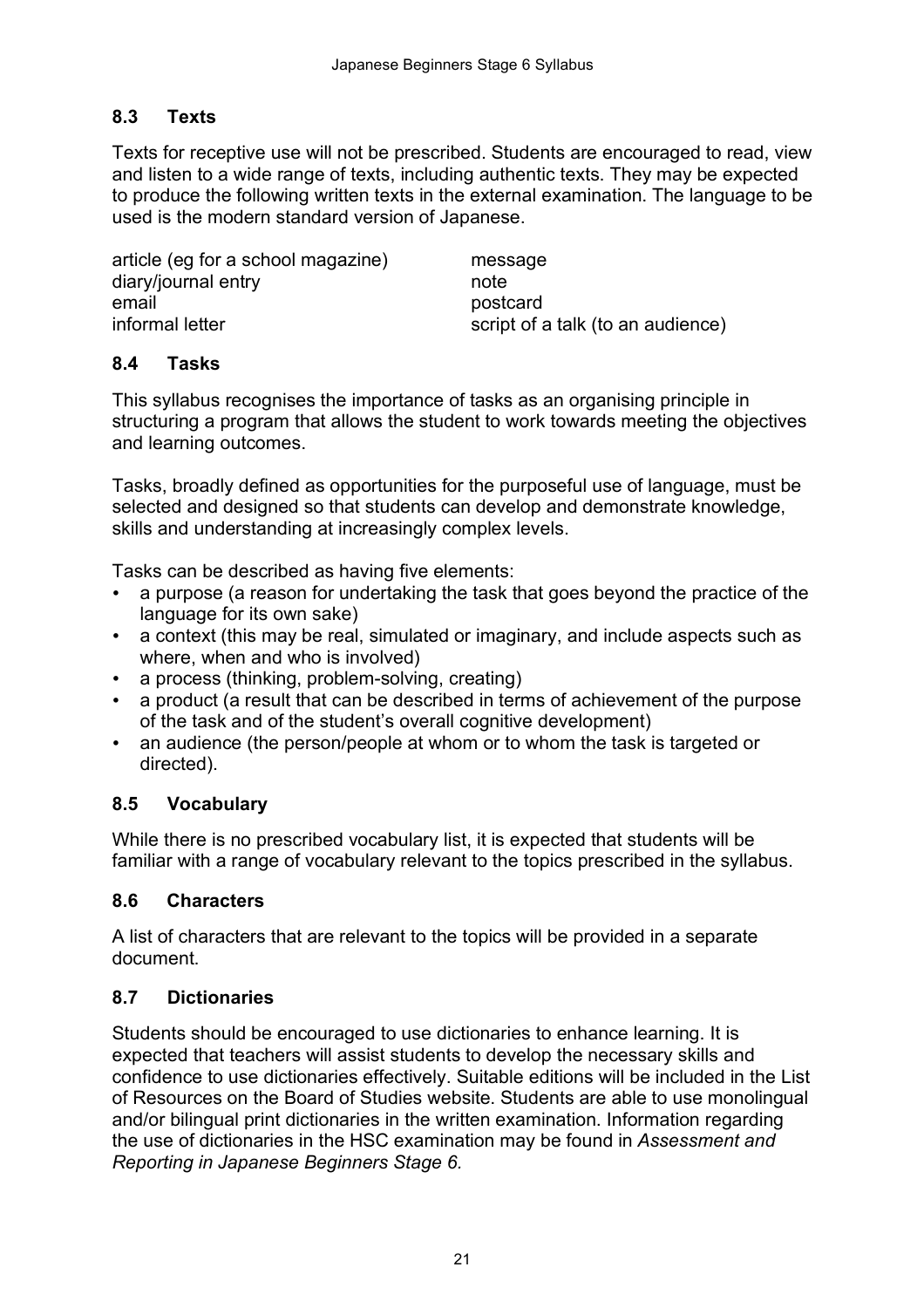## 8.3 Texts

Texts for receptive use will not be prescribed. Students are encouraged to read, view and listen to a wide range of texts, including authentic texts. They may be expected to produce the following written texts in the external examination. The language to be used is the modern standard version of Japanese.

- article (eg for a school magazine)
- diary/journal entry
- email
- informal letter
- message
- note
- postcard
- script of a talk (to an audience)

## 8.4 Tasks

This syllabus recognises the importance of tasks as an organising principle in structuring a program that allows the student to work towards meeting the objectives and learning outcomes.

Tasks, broadly defined as opportunities for the purposeful use of language, must be selected and designed so that students can develop and demonstrate knowledge, skills and understanding at increasingly complex levels.

Tasks can be described as having five elements:

- a purpose (a reason for undertaking the task that goes beyond the practice of the language for its own sake)
- a context (this may be real, simulated or imaginary, and include aspects such as where, when and who is involved)
- a process (thinking, problem-solving, creating)
- a product (a result that can be described in terms of achievement of the purpose of the task and of the student's overall cognitive development)
- an audience (the person/people at whom or to whom the task is targeted or directed).

## 8.5 Vocabulary

While there is no prescribed vocabulary list, it is expected that students will be familiar with a range of vocabulary relevant to the topics prescribed in the syllabus.

## 8.6 Characters

A list of characters that are relevant to the topics will be provided in a separate document.

## 8.7 Dictionaries

Students should be encouraged to use dictionaries to enhance learning. It is expected that teachers will assist students to develop the necessary skills and confidence to use dictionaries effectively. Suitable editions will be included in the List of Resources on the Board of Studies website. Students are able to use monolingual and/or bilingual print dictionaries in the written examination. Information regarding the use of dictionaries in the HSC examination may be found in *Assessment and Reporting in Japanese Beginners Stage 6.*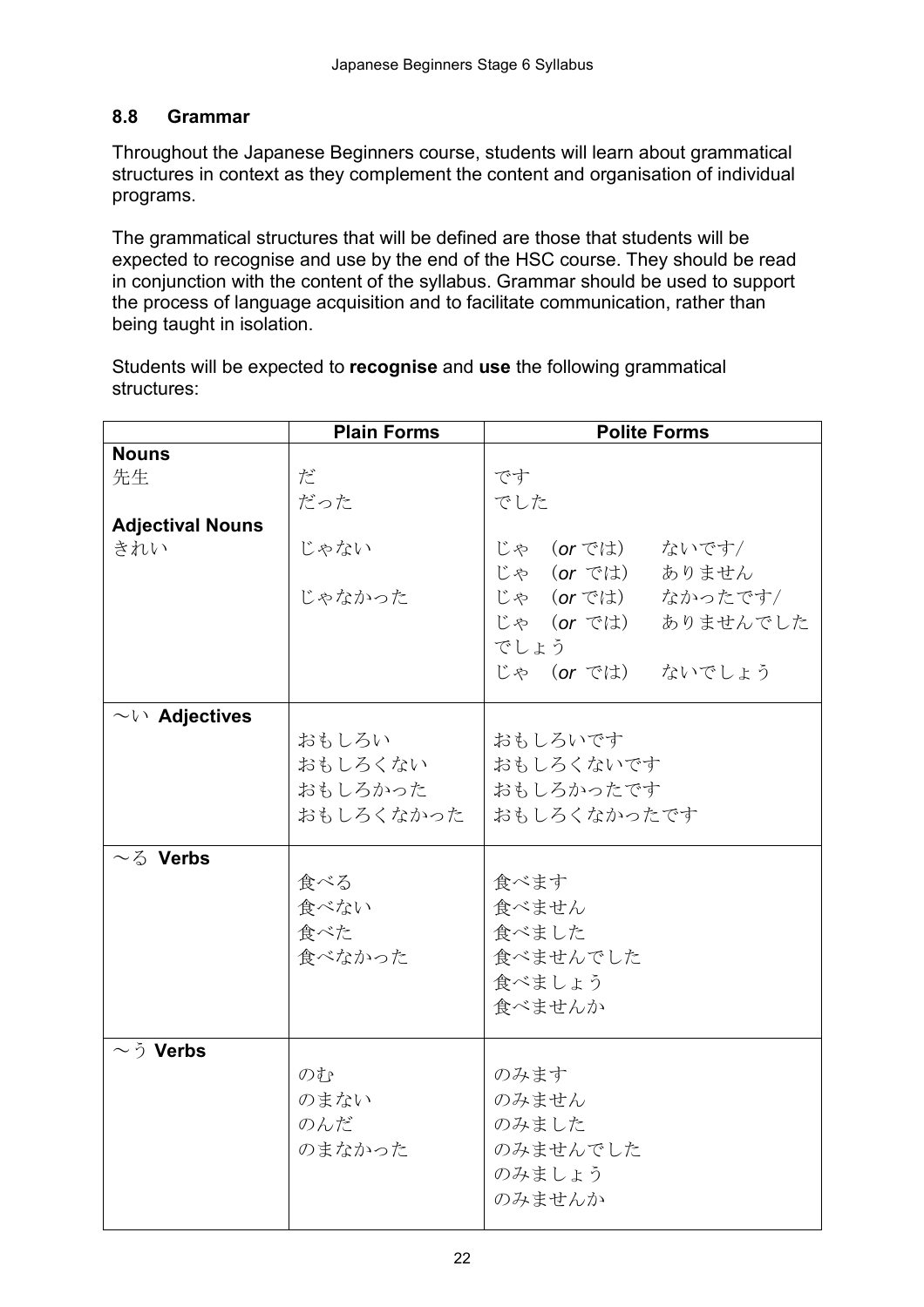## 8.8 Grammar

Throughout the Japanese Beginners course, students will learn about grammatical structures in context as they complement the content and organisation of individual programs.

The grammatical structures that will be defined are those that students will be expected to recognise and use by the end of the HSC course. They should be read in conjunction with the content of the syllabus. Grammar should be used to support the process of language acquisition and to facilitate communication, rather than being taught in isolation.

Students will be expected to **recognise** and **use** the following grammatical structures:

| | Plain Forms | Polite Forms |
|---|---|---|
| **Nouns**<br>先生<br><br>**Adjectival Nouns**<br>きれい | だ<br>だった<br><br>じゃない<br><br>じゃなかった | です<br>でした<br><br>じゃ（*or* では）　ないです/<br>じゃ（*or* では）　ありません<br>じゃ（*or* では）　なかったです/<br>じゃ（*or* では）　ありませんでした<br>でしょう<br>じゃ（*or* では）　ないでしょう |
| 〜い **Adjectives** | おもしろい<br>おもしろくない<br>おもしろかった<br>おもしろくなかった | おもしろいです<br>おもしろくないです<br>おもしろかったです<br>おもしろくなかったです |
| 〜る **Verbs** | 食べる<br>食べない<br>食べた<br>食べなかった | 食べます<br>食べません<br>食べました<br>食べませんでした<br>食べましょう<br>食べませんか |
| 〜う **Verbs** | のむ<br>のまない<br>のんだ<br>のまなかった | のみます<br>のみません<br>のみました<br>のみませんでした<br>のみましょう<br>のみませんか |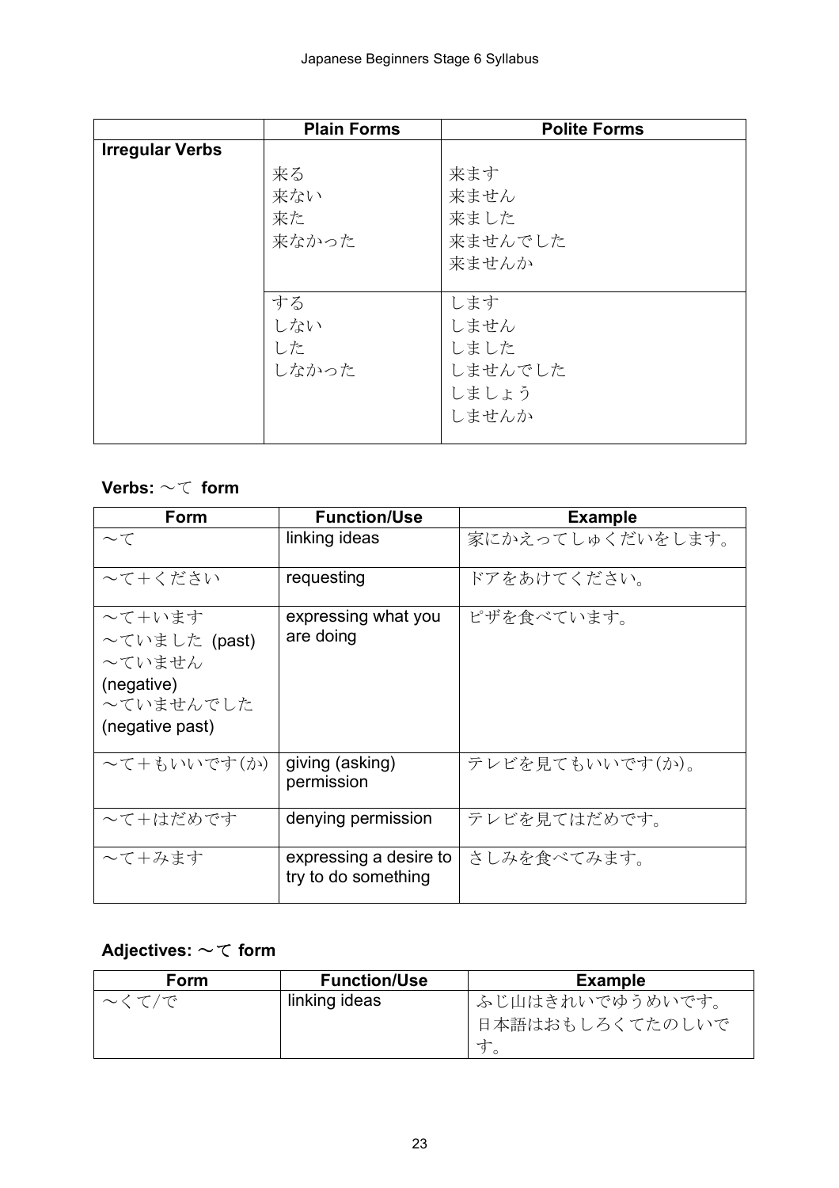| | Plain Forms | Polite Forms |
|---|---|---|
| **Irregular Verbs** | 来る<br>来ない<br>来た<br>来なかった | 来ます<br>来ません<br>来ました<br>来ませんでした<br>来ませんか |
| | する<br>しない<br>した<br>しなかった | します<br>しません<br>しました<br>しませんでした<br>しましょう<br>しませんか |

### Verbs: ～て form

| Form | Function/Use | Example |
|---|---|---|
| ～て | linking ideas | 家にかえってしゅくだいをします。 |
| ～て＋ください | requesting | ドアをあけてください。 |
| ～て＋います<br>～ていました (past)<br>～ていません (negative)<br>～ていませんでした (negative past) | expressing what you are doing | ピザを食べています。 |
| ～て＋もいいです(か) | giving (asking) permission | テレビを見てもいいです(か)。 |
| ～て＋はだめです | denying permission | テレビを見てはだめです。 |
| ～て＋みます | expressing a desire to try to do something | さしみを食べてみます。 |

### Adjectives: ～て form

| Form | Function/Use | Example |
|---|---|---|
| ～くて/で | linking ideas | ふじ山はきれいでゆうめいです。<br>日本語はおもしろくてたのしいです。 |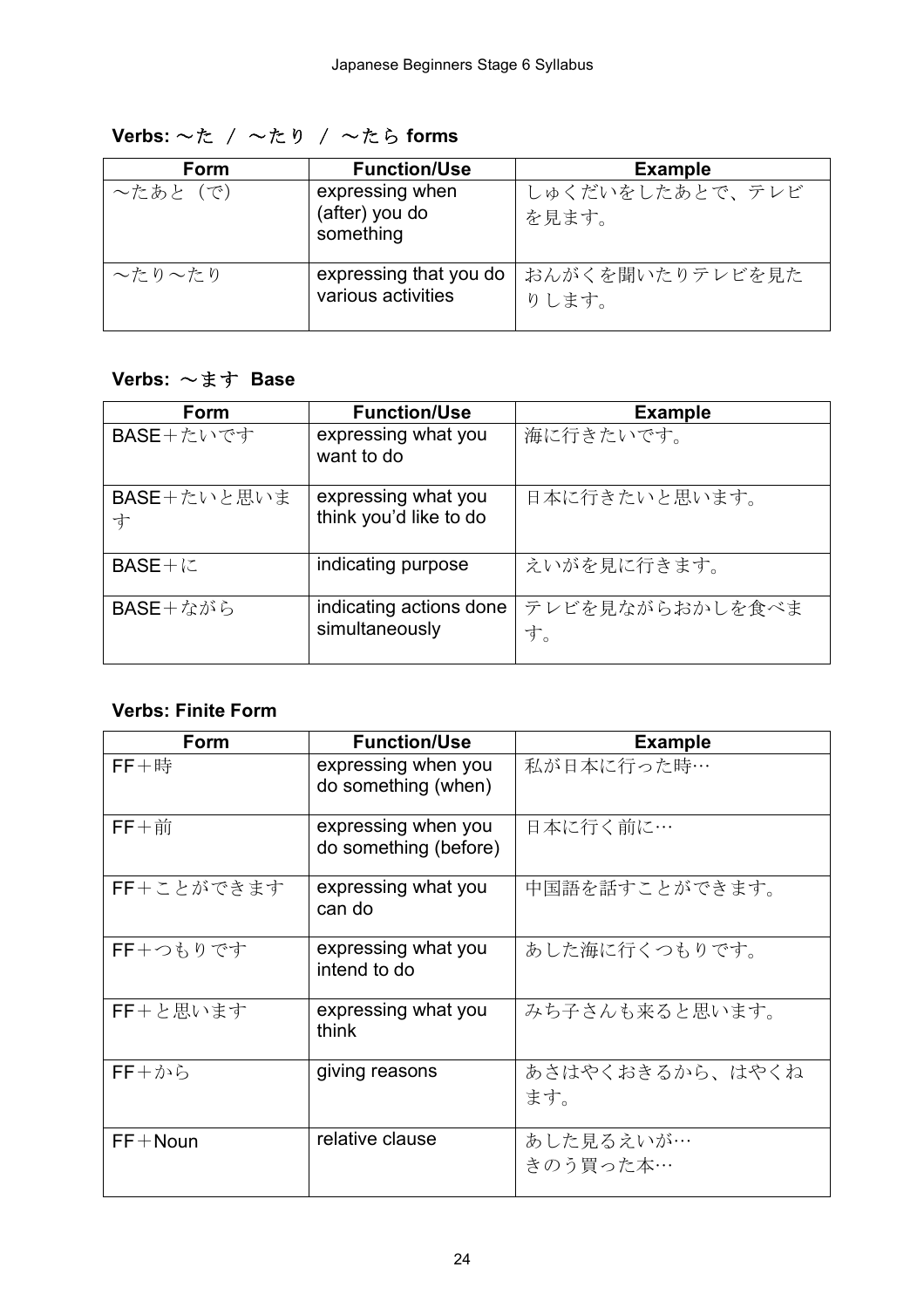**Verbs: ～た / ～たり / ～たら forms**

| Form | Function/Use | Example |
|---|---|---|
| ～たあと（で） | expressing when (after) you do something | しゅくだいをしたあとで、テレビを見ます。 |
| ～たり～たり | expressing that you do various activities | おんがくを聞いたりテレビを見たりします。 |

**Verbs: ～ます Base**

| Form | Function/Use | Example |
|---|---|---|
| BASE＋たいです | expressing what you want to do | 海に行きたいです。 |
| BASE＋たいと思います | expressing what you think you'd like to do | 日本に行きたいと思います。 |
| BASE＋に | indicating purpose | えいがを見に行きます。 |
| BASE＋ながら | indicating actions done simultaneously | テレビを見ながらおかしを食べます。 |

**Verbs: Finite Form**

| Form | Function/Use | Example |
|---|---|---|
| FF＋時 | expressing when you do something (when) | 私が日本に行った時… |
| FF＋前 | expressing when you do something (before) | 日本に行く前に… |
| FF＋ことができます | expressing what you can do | 中国語を話すことができます。 |
| FF＋つもりです | expressing what you intend to do | あした海に行くつもりです。 |
| FF＋と思います | expressing what you think | みち子さんも来ると思います。 |
| FF＋から | giving reasons | あさはやくおきるから、はやくねます。 |
| FF＋Noun | relative clause | あした見るえいが…<br>きのう買った本… |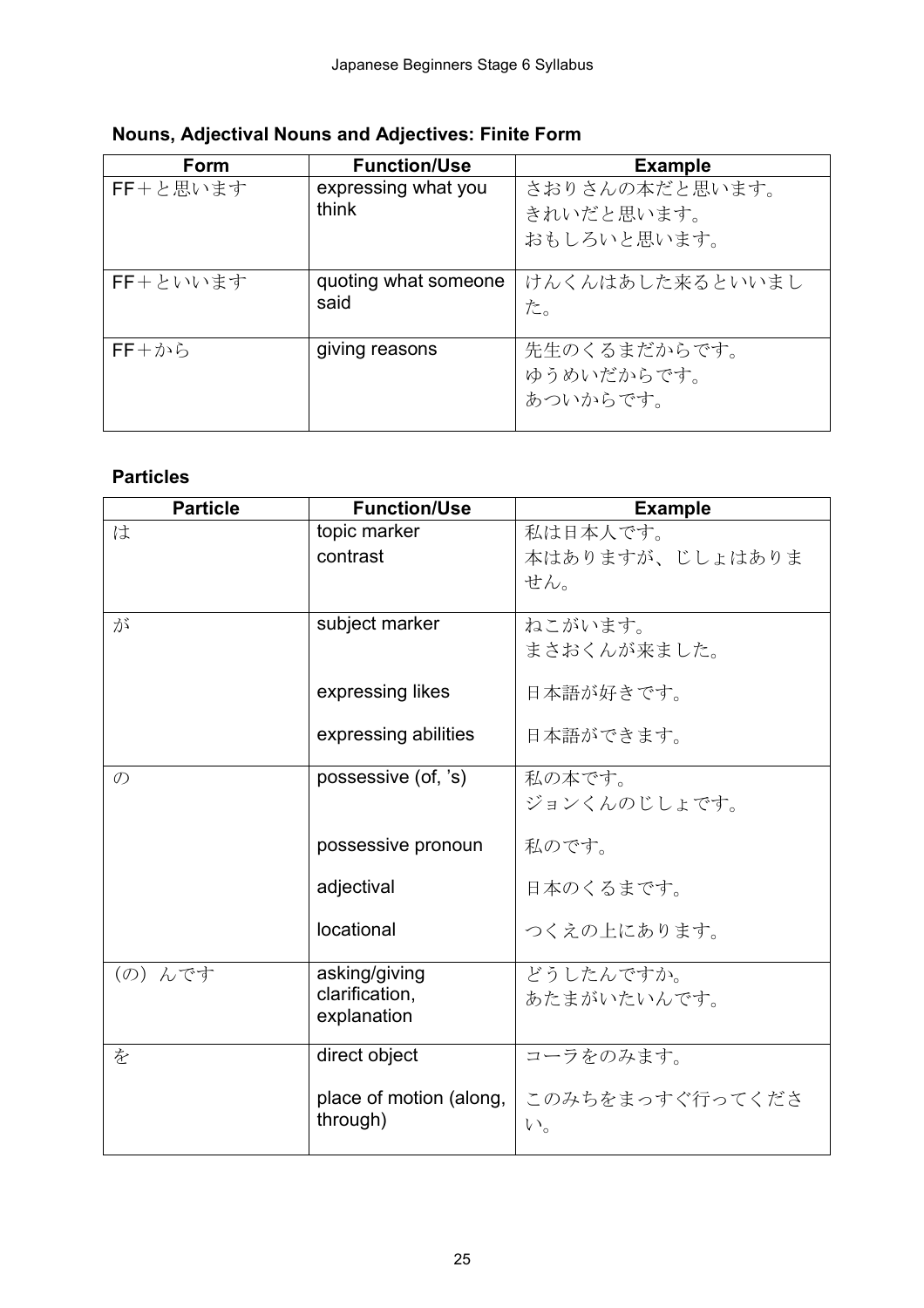### Nouns, Adjectival Nouns and Adjectives: Finite Form

| Form | Function/Use | Example |
|---|---|---|
| FF＋と思います | expressing what you think | さおりさんの本だと思います。<br>きれいだと思います。<br>おもしろいと思います。 |
| FF＋といいます | quoting what someone said | けんくんはあした来るといいました。 |
| FF＋から | giving reasons | 先生のくるまだからです。<br>ゆうめいだからです。<br>あついからです。 |

### Particles

| Particle | Function/Use | Example |
|---|---|---|
| は | topic marker<br>contrast | 私は日本人です。<br>本はありますが、じしょはありません。 |
| が | subject marker<br><br>expressing likes<br><br>expressing abilities | ねこがいます。<br>まさおくんが来ました。<br><br>日本語が好きです。<br><br>日本語ができます。 |
| の | possessive (of, ’s)<br><br>possessive pronoun<br><br>adjectival<br><br>locational | 私の本です。<br>ジョンくんのじしょです。<br><br>私のです。<br><br>日本のくるまです。<br><br>つくえの上にあります。 |
| （の）んです | asking/giving clarification, explanation | どうしたんですか。<br>あたまがいたいんです。 |
| を | direct object<br><br>place of motion (along, through) | コーラをのみます。<br><br>このみちをまっすぐ行ってください。 |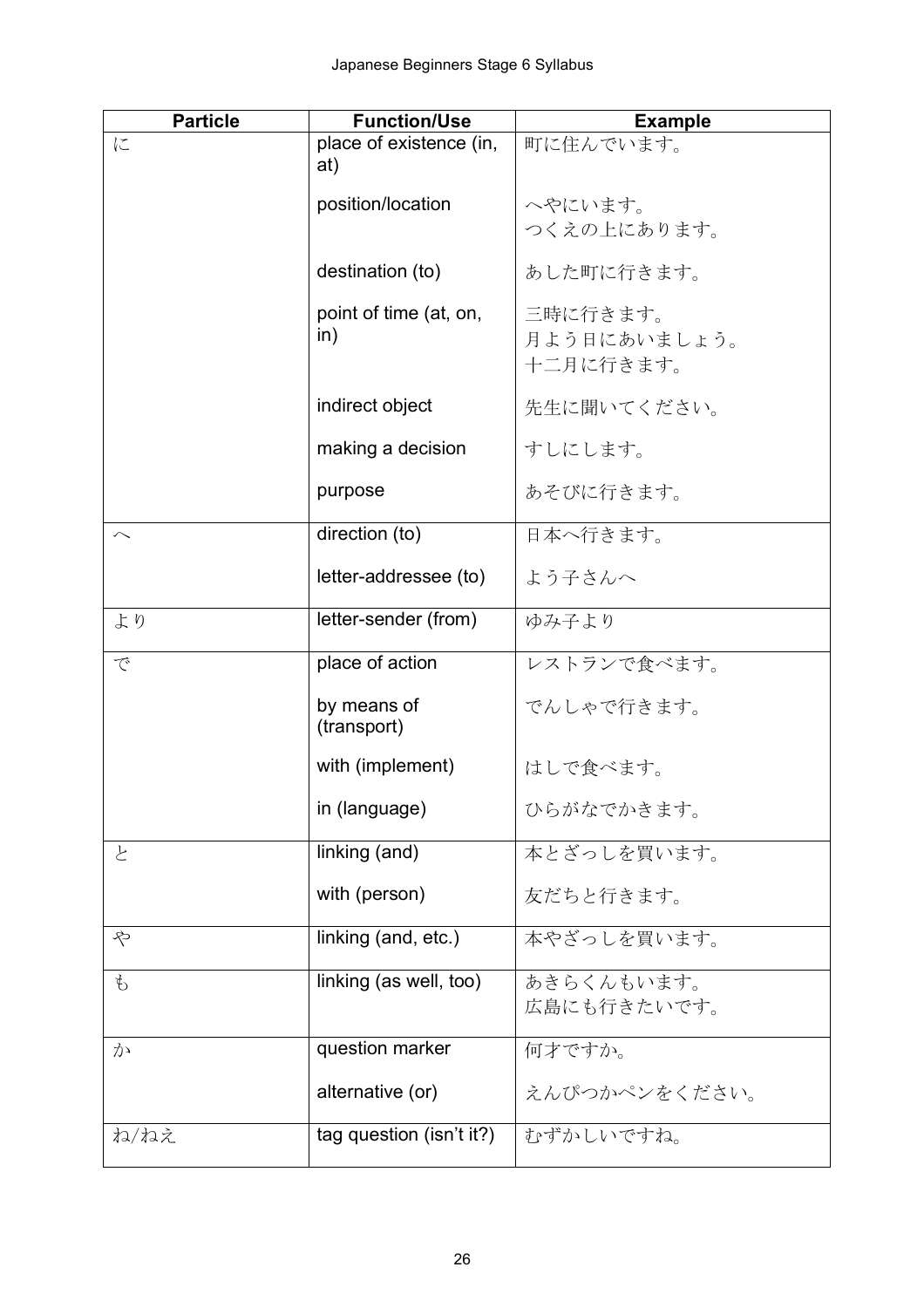| Particle | Function/Use | Example |
| --- | --- | --- |
| に | place of existence (in, at) | 町に住んでいます。 |
| | position/location | へやにいます。<br>つくえの上にあります。 |
| | destination (to) | あした町に行きます。 |
| | point of time (at, on, in) | 三時に行きます。<br>月よう日にあいましょう。<br>十二月に行きます。 |
| | indirect object | 先生に聞いてください。 |
| | making a decision | すしにします。 |
| | purpose | あそびに行きます。 |
| へ | direction (to) | 日本へ行きます。 |
| | letter-addressee (to) | よう子さんへ |
| より | letter-sender (from) | ゆみ子より |
| で | place of action | レストランで食べます。 |
| | by means of (transport) | でんしゃで行きます。 |
| | with (implement) | はしで食べます。 |
| | in (language) | ひらがなでかきます。 |
| と | linking (and) | 本とざっしを買います。 |
| | with (person) | 友だちと行きます。 |
| や | linking (and, etc.) | 本やざっしを買います。 |
| も | linking (as well, too) | あきらくんもいます。<br>広島にも行きたいです。 |
| か | question marker | 何才ですか。 |
| | alternative (or) | えんぴつかペンをください。 |
| ね/ねえ | tag question (isn't it?) | むずかしいですね。 |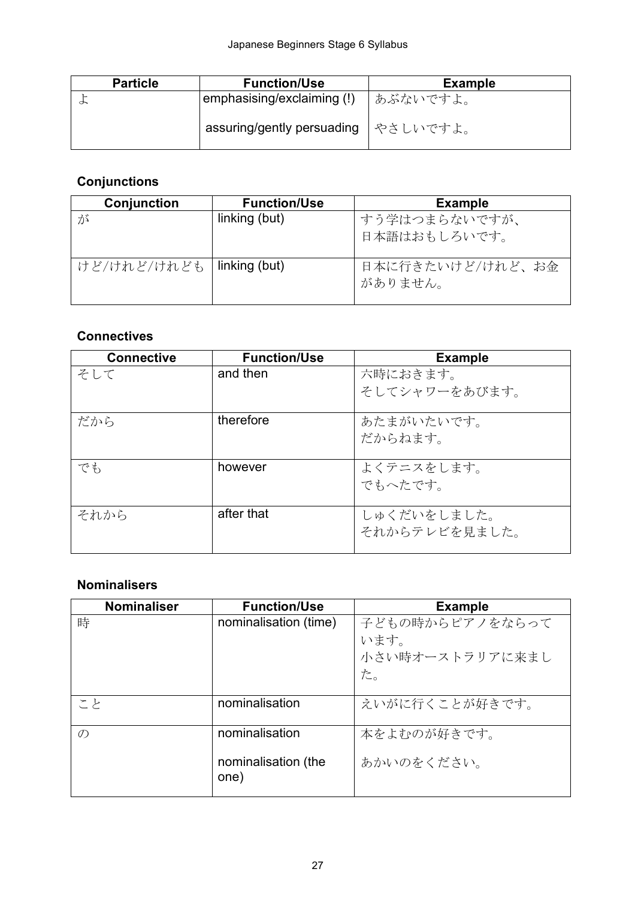| Particle | Function/Use | Example |
|---|---|---|
| よ | emphasising/exclaiming (!)<br><br>assuring/gently persuading | あぶないですよ。<br><br>やさしいですよ。 |

**Conjunctions**

| Conjunction | Function/Use | Example |
|---|---|---|
| が | linking (but) | すう学はつまらないですが、日本語はおもしろいです。 |
| けど/けれど/けれども | linking (but) | 日本に行きたいけど/けれど、お金がありません。 |

**Connectives**

| Connective | Function/Use | Example |
|---|---|---|
| そして | and then | 六時におきます。<br>そしてシャワーをあびます。 |
| だから | therefore | あたまがいたいです。<br>だからねます。 |
| でも | however | よくテニスをします。<br>でもへたです。 |
| それから | after that | しゅくだいをしました。<br>それからテレビを見ました。 |

**Nominalisers**

| Nominaliser | Function/Use | Example |
|---|---|---|
| 時 | nominalisation (time) | 子どもの時からピアノをならっています。<br>小さい時オーストラリアに来ました。 |
| こと | nominalisation | えいがに行くことが好きです。 |
| の | nominalisation<br><br>nominalisation (the one) | 本をよむのが好きです。<br><br>あかいのをください。 |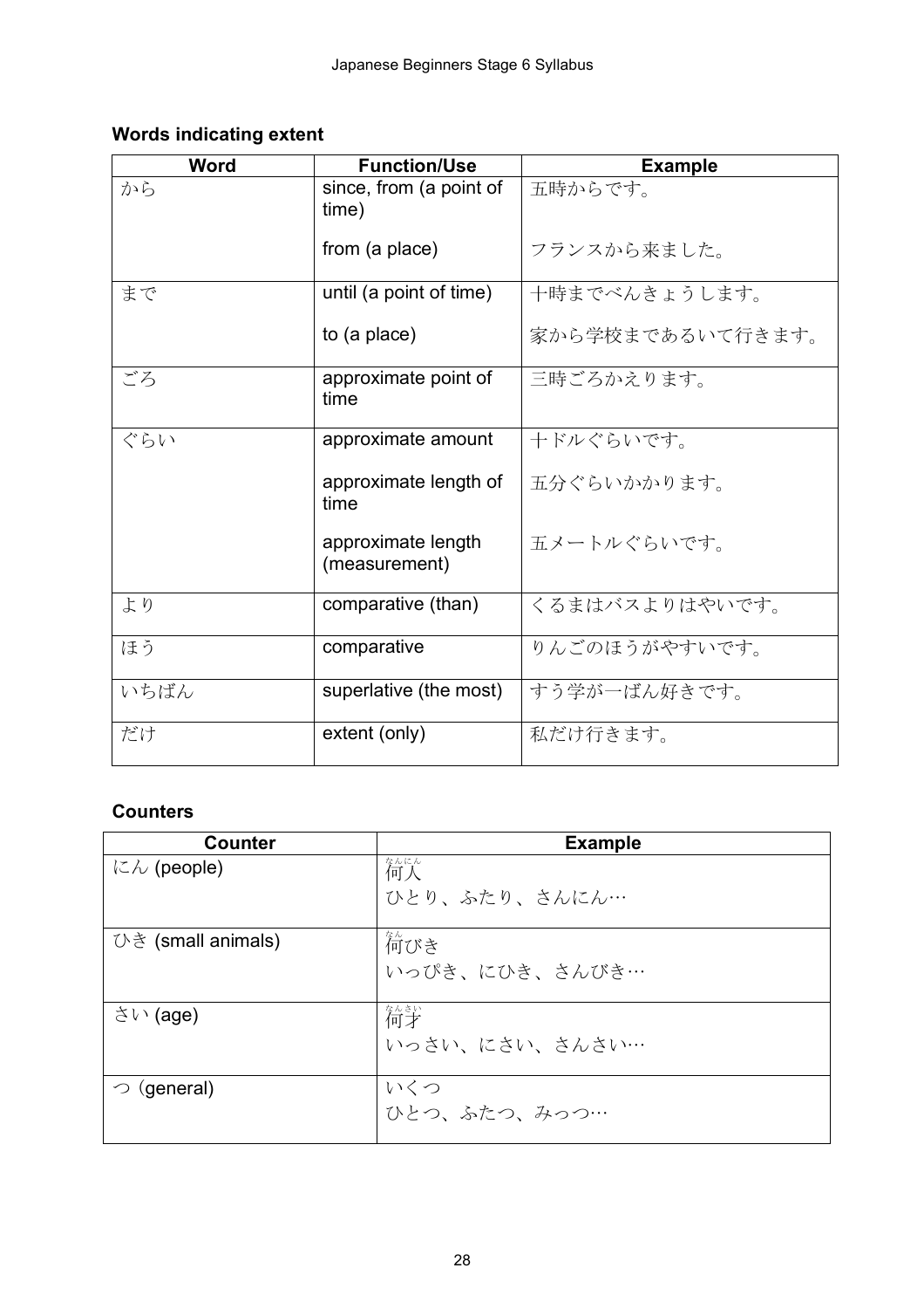## Words indicating extent

| Word | Function/Use | Example |
|---|---|---|
| から | since, from (a point of time)<br><br>from (a place) | 五時からです。<br><br>フランスから来ました。 |
| まで | until (a point of time)<br><br>to (a place) | 十時までべんきょうします。<br><br>家から学校まであるいて行きます。 |
| ごろ | approximate point of time | 三時ごろかえります。 |
| ぐらい | approximate amount<br><br>approximate length of time<br><br>approximate length (measurement) | 十ドルぐらいです。<br><br>五分ぐらいかかります。<br><br>五メートルぐらいです。 |
| より | comparative (than) | くるまはバスよりはやいです。 |
| ほう | comparative | りんごのほうがやすいです。 |
| いちばん | superlative (the most) | すう学が一ばん好きです。 |
| だけ | extent (only) | 私だけ行きます。 |

## Counters

| Counter | Example |
|---|---|
| にん (people) | 何人（なんにん）<br>ひとり、ふたり、さんにん… |
| ひき (small animals) | 何びき（なん）<br>いっぴき、にひき、さんびき… |
| さい (age) | 何才（なんさい）<br>いっさい、にさい、さんさい… |
| つ (general) | いくつ<br>ひとつ、ふたつ、みっつ… |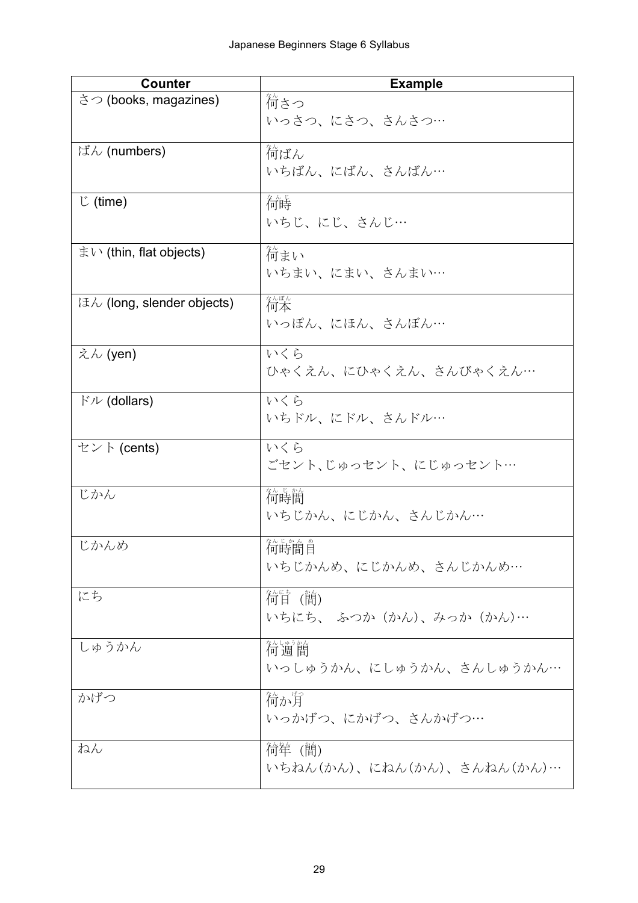| Counter | Example |
|---|---|
| さつ (books, magazines) | 何さつ<br>いっさつ、にさつ、さんさつ… |
| ばん (numbers) | 何ばん<br>いちばん、にばん、さんばん… |
| じ (time) | 何時<br>いちじ、にじ、さんじ… |
| まい (thin, flat objects) | 何まい<br>いちまい、にまい、さんまい… |
| ほん (long, slender objects) | 何本<br>いっぽん、にほん、さんぼん… |
| えん (yen) | いくら<br>ひゃくえん、にひゃくえん、さんびゃくえん… |
| ドル (dollars) | いくら<br>いちドル、にドル、さんドル… |
| セント (cents) | いくら<br>ごセント､じゅっセント、にじゅっセント… |
| じかん | 何時間<br>いちじかん、にじかん、さんじかん… |
| じかんめ | 何時間目<br>いちじかんめ、にじかんめ、さんじかんめ… |
| にち | 何日（間）<br>いちにち、 ふつか（かん）、みっか（かん）… |
| しゅうかん | 何週間<br>いっしゅうかん、にしゅうかん、さんしゅうかん… |
| かげつ | 何か月<br>いっかげつ、にかげつ、さんかげつ… |
| ねん | 何年（間）<br>いちねん(かん)、にねん(かん)、さんねん(かん)… |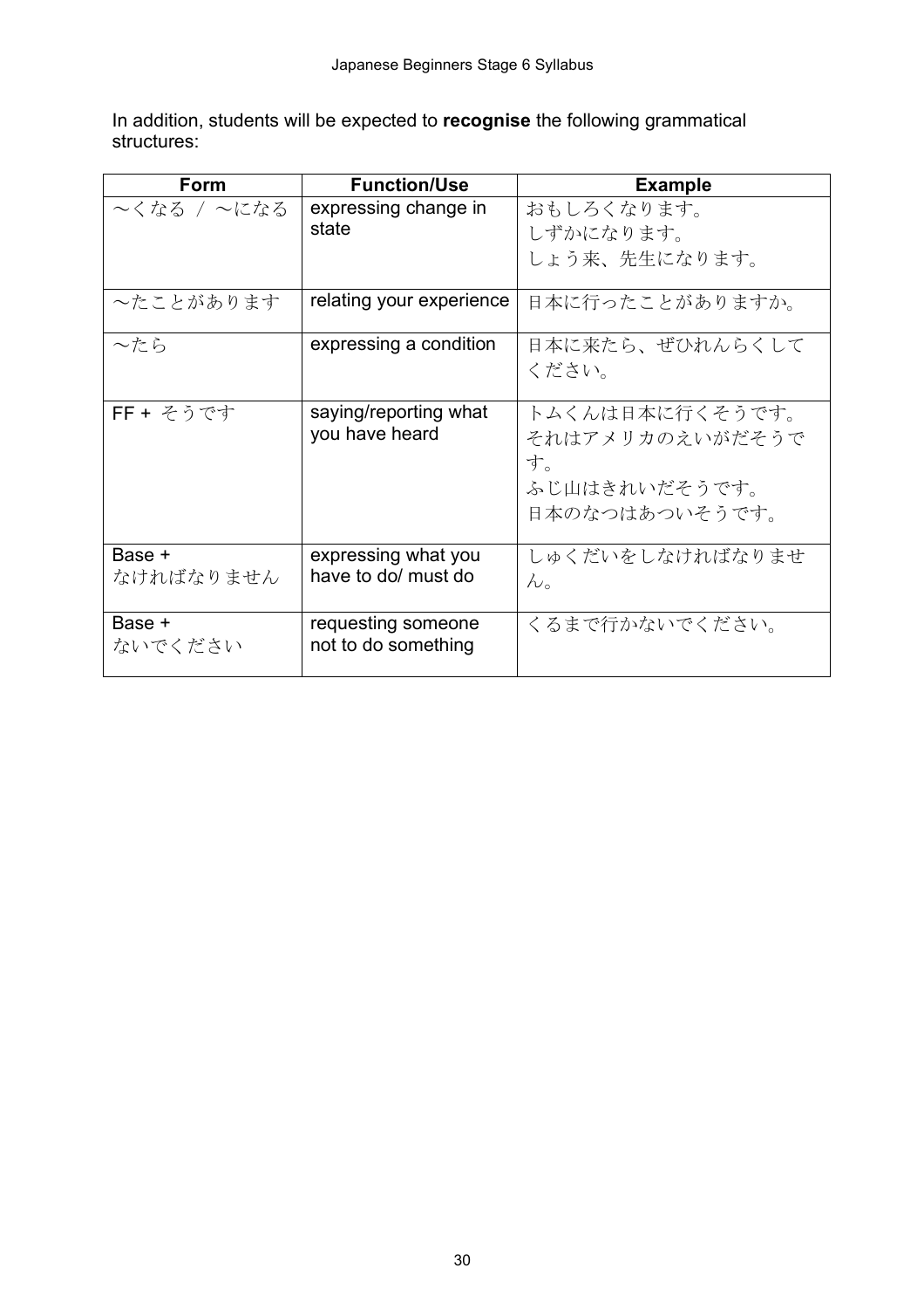In addition, students will be expected to **recognise** the following grammatical structures:

| Form | Function/Use | Example |
|---|---|---|
| ～くなる / ～になる | expressing change in state | おもしろくなります。<br>しずかになります。<br>しょう来、先生になります。 |
| ～たことがあります | relating your experience | 日本に行ったことがありますか。 |
| ～たら | expressing a condition | 日本に来たら、ぜひれんらくしてください。 |
| FF + そうです | saying/reporting what you have heard | トムくんは日本に行くそうです。<br>それはアメリカのえいがだそうです。<br>ふじ山はきれいだそうです。<br>日本のなつはあついそうです。 |
| Base + なければなりません | expressing what you have to do/ must do | しゅくだいをしなければなりません。 |
| Base + ないでください | requesting someone not to do something | くるまで行かないでください。 |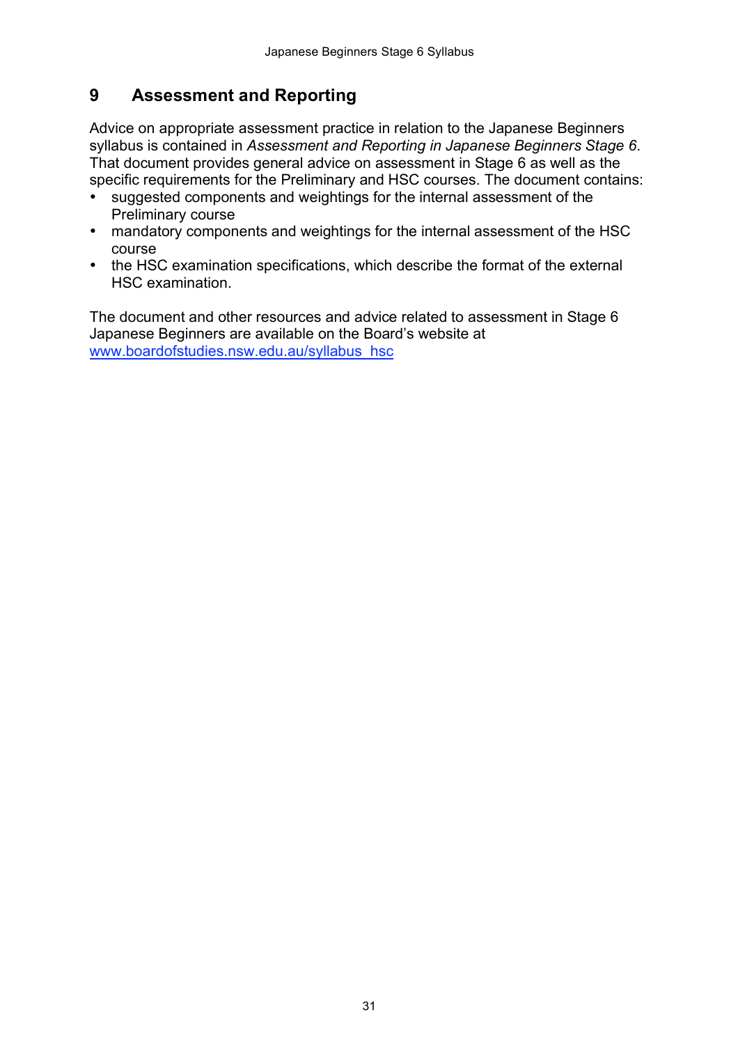# 9 Assessment and Reporting

Advice on appropriate assessment practice in relation to the Japanese Beginners syllabus is contained in *Assessment and Reporting in Japanese Beginners Stage 6*. That document provides general advice on assessment in Stage 6 as well as the specific requirements for the Preliminary and HSC courses. The document contains:

- suggested components and weightings for the internal assessment of the Preliminary course
- mandatory components and weightings for the internal assessment of the HSC course
- the HSC examination specifications, which describe the format of the external HSC examination.

The document and other resources and advice related to assessment in Stage 6 Japanese Beginners are available on the Board's website at [www.boardofstudies.nsw.edu.au/syllabus_hsc](www.boardofstudies.nsw.edu.au/syllabus_hsc)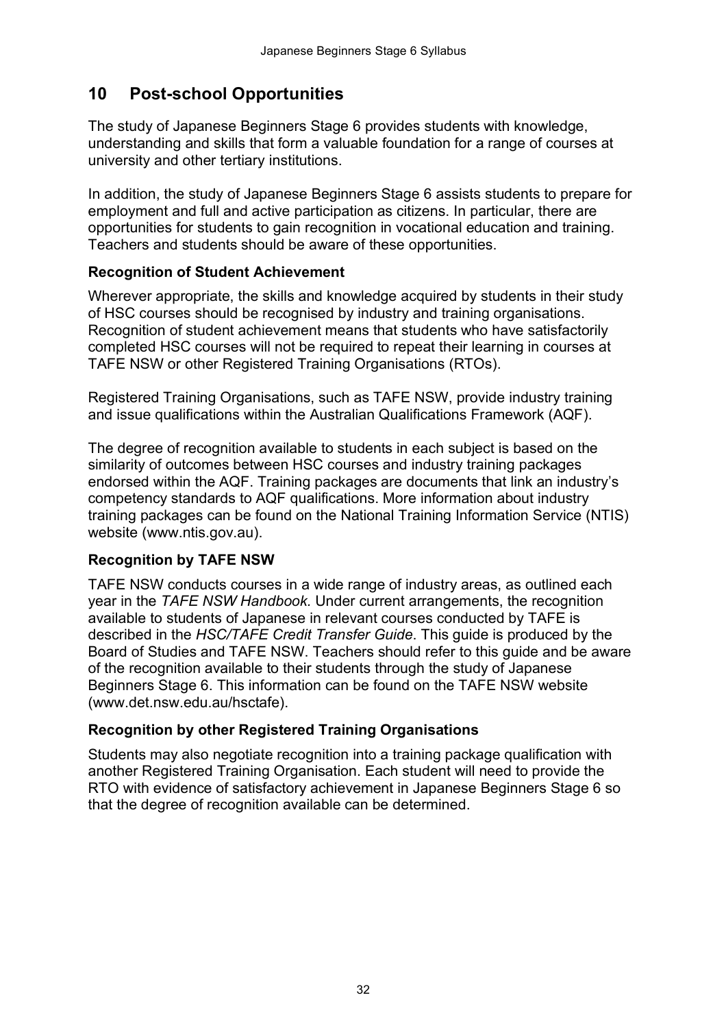## 10 Post-school Opportunities

The study of Japanese Beginners Stage 6 provides students with knowledge, understanding and skills that form a valuable foundation for a range of courses at university and other tertiary institutions.

In addition, the study of Japanese Beginners Stage 6 assists students to prepare for employment and full and active participation as citizens. In particular, there are opportunities for students to gain recognition in vocational education and training. Teachers and students should be aware of these opportunities.

### Recognition of Student Achievement

Wherever appropriate, the skills and knowledge acquired by students in their study of HSC courses should be recognised by industry and training organisations. Recognition of student achievement means that students who have satisfactorily completed HSC courses will not be required to repeat their learning in courses at TAFE NSW or other Registered Training Organisations (RTOs).

Registered Training Organisations, such as TAFE NSW, provide industry training and issue qualifications within the Australian Qualifications Framework (AQF).

The degree of recognition available to students in each subject is based on the similarity of outcomes between HSC courses and industry training packages endorsed within the AQF. Training packages are documents that link an industry's competency standards to AQF qualifications. More information about industry training packages can be found on the National Training Information Service (NTIS) website (www.ntis.gov.au).

### Recognition by TAFE NSW

TAFE NSW conducts courses in a wide range of industry areas, as outlined each year in the *TAFE NSW Handbook*. Under current arrangements, the recognition available to students of Japanese in relevant courses conducted by TAFE is described in the *HSC/TAFE Credit Transfer Guide*. This guide is produced by the Board of Studies and TAFE NSW. Teachers should refer to this guide and be aware of the recognition available to their students through the study of Japanese Beginners Stage 6. This information can be found on the TAFE NSW website (www.det.nsw.edu.au/hsctafe).

### Recognition by other Registered Training Organisations

Students may also negotiate recognition into a training package qualification with another Registered Training Organisation. Each student will need to provide the RTO with evidence of satisfactory achievement in Japanese Beginners Stage 6 so that the degree of recognition available can be determined.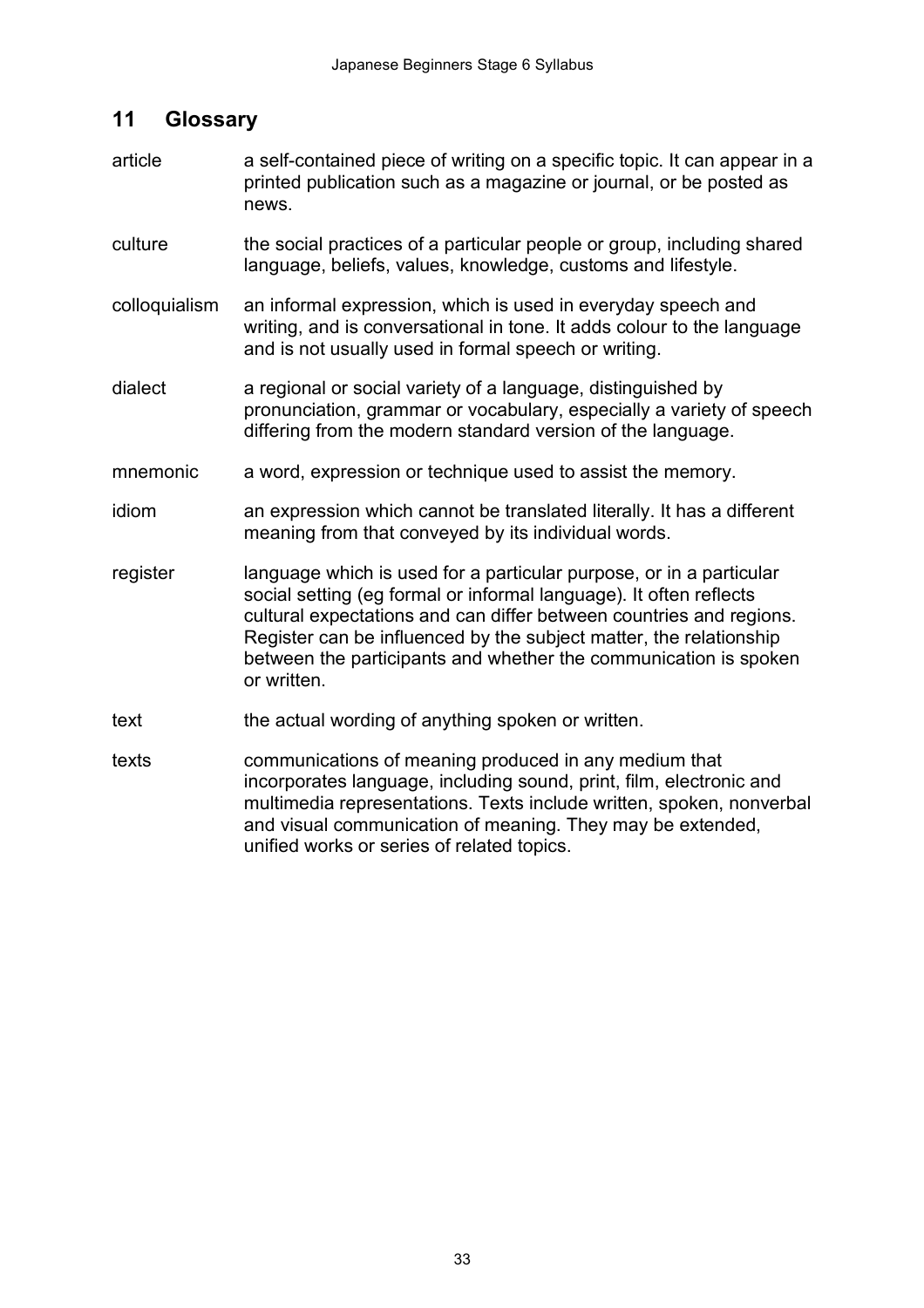## 11 Glossary

| | |
|---|---|
| article | a self-contained piece of writing on a specific topic. It can appear in a printed publication such as a magazine or journal, or be posted as news. |
| culture | the social practices of a particular people or group, including shared language, beliefs, values, knowledge, customs and lifestyle. |
| colloquialism | an informal expression, which is used in everyday speech and writing, and is conversational in tone. It adds colour to the language and is not usually used in formal speech or writing. |
| dialect | a regional or social variety of a language, distinguished by pronunciation, grammar or vocabulary, especially a variety of speech differing from the modern standard version of the language. |
| mnemonic | a word, expression or technique used to assist the memory. |
| idiom | an expression which cannot be translated literally. It has a different meaning from that conveyed by its individual words. |
| register | language which is used for a particular purpose, or in a particular social setting (eg formal or informal language). It often reflects cultural expectations and can differ between countries and regions. Register can be influenced by the subject matter, the relationship between the participants and whether the communication is spoken or written. |
| text | the actual wording of anything spoken or written. |
| texts | communications of meaning produced in any medium that incorporates language, including sound, print, film, electronic and multimedia representations. Texts include written, spoken, nonverbal and visual communication of meaning. They may be extended, unified works or series of related topics. |